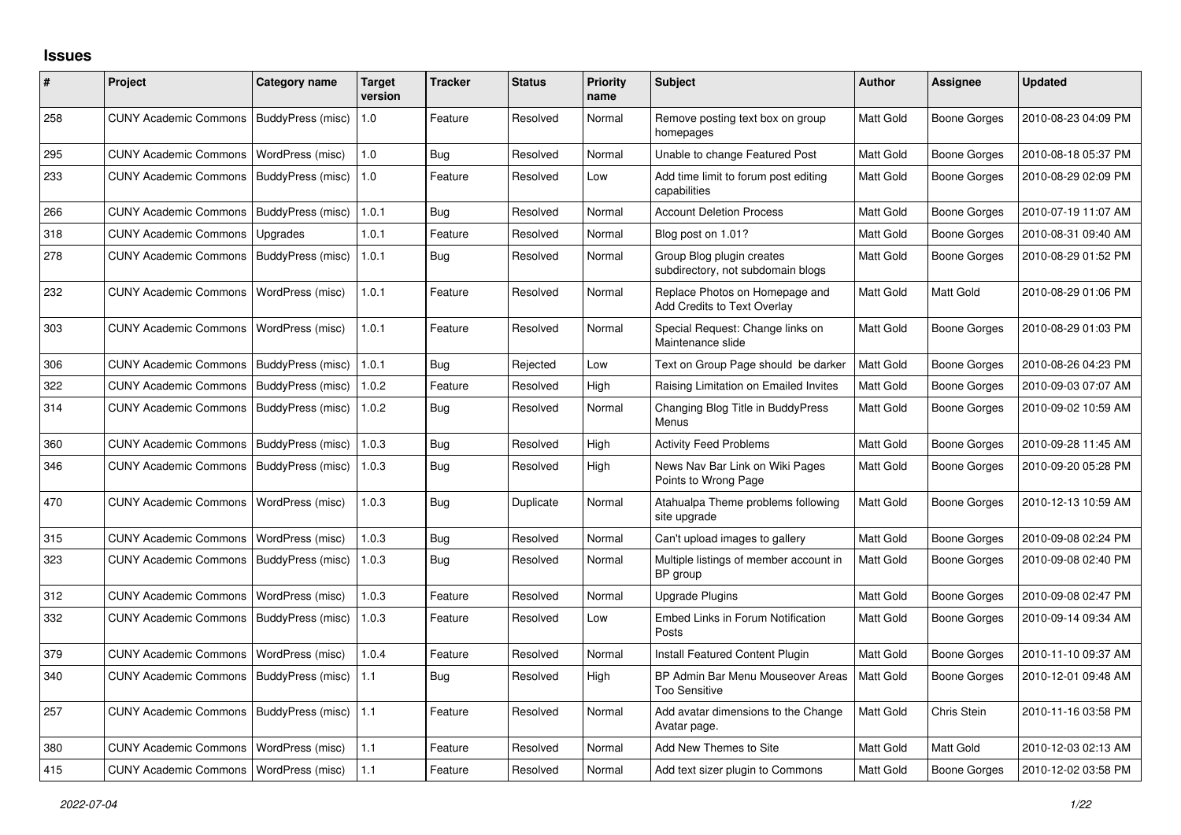# Issues

| # | Project | Category name | Target version | Tracker | Status | Priority name | Subject | Author | Assignee | Updated |
|---|---|---|---|---|---|---|---|---|---|---|
| 258 | CUNY Academic Commons | BuddyPress (misc) | 1.0 | Feature | Resolved | Normal | Remove posting text box on group homepages | Matt Gold | Boone Gorges | 2010-08-23 04:09 PM |
| 295 | CUNY Academic Commons | WordPress (misc) | 1.0 | Bug | Resolved | Normal | Unable to change Featured Post | Matt Gold | Boone Gorges | 2010-08-18 05:37 PM |
| 233 | CUNY Academic Commons | BuddyPress (misc) | 1.0 | Feature | Resolved | Low | Add time limit to forum post editing capabilities | Matt Gold | Boone Gorges | 2010-08-29 02:09 PM |
| 266 | CUNY Academic Commons | BuddyPress (misc) | 1.0.1 | Bug | Resolved | Normal | Account Deletion Process | Matt Gold | Boone Gorges | 2010-07-19 11:07 AM |
| 318 | CUNY Academic Commons | Upgrades | 1.0.1 | Feature | Resolved | Normal | Blog post on 1.01? | Matt Gold | Boone Gorges | 2010-08-31 09:40 AM |
| 278 | CUNY Academic Commons | BuddyPress (misc) | 1.0.1 | Bug | Resolved | Normal | Group Blog plugin creates subdirectory, not subdomain blogs | Matt Gold | Boone Gorges | 2010-08-29 01:52 PM |
| 232 | CUNY Academic Commons | WordPress (misc) | 1.0.1 | Feature | Resolved | Normal | Replace Photos on Homepage and Add Credits to Text Overlay | Matt Gold | Matt Gold | 2010-08-29 01:06 PM |
| 303 | CUNY Academic Commons | WordPress (misc) | 1.0.1 | Feature | Resolved | Normal | Special Request: Change links on Maintenance slide | Matt Gold | Boone Gorges | 2010-08-29 01:03 PM |
| 306 | CUNY Academic Commons | BuddyPress (misc) | 1.0.1 | Bug | Rejected | Low | Text on Group Page should be darker | Matt Gold | Boone Gorges | 2010-08-26 04:23 PM |
| 322 | CUNY Academic Commons | BuddyPress (misc) | 1.0.2 | Feature | Resolved | High | Raising Limitation on Emailed Invites | Matt Gold | Boone Gorges | 2010-09-03 07:07 AM |
| 314 | CUNY Academic Commons | BuddyPress (misc) | 1.0.2 | Bug | Resolved | Normal | Changing Blog Title in BuddyPress Menus | Matt Gold | Boone Gorges | 2010-09-02 10:59 AM |
| 360 | CUNY Academic Commons | BuddyPress (misc) | 1.0.3 | Bug | Resolved | High | Activity Feed Problems | Matt Gold | Boone Gorges | 2010-09-28 11:45 AM |
| 346 | CUNY Academic Commons | BuddyPress (misc) | 1.0.3 | Bug | Resolved | High | News Nav Bar Link on Wiki Pages Points to Wrong Page | Matt Gold | Boone Gorges | 2010-09-20 05:28 PM |
| 470 | CUNY Academic Commons | WordPress (misc) | 1.0.3 | Bug | Duplicate | Normal | Atahualpa Theme problems following site upgrade | Matt Gold | Boone Gorges | 2010-12-13 10:59 AM |
| 315 | CUNY Academic Commons | WordPress (misc) | 1.0.3 | Bug | Resolved | Normal | Can't upload images to gallery | Matt Gold | Boone Gorges | 2010-09-08 02:24 PM |
| 323 | CUNY Academic Commons | BuddyPress (misc) | 1.0.3 | Bug | Resolved | Normal | Multiple listings of member account in BP group | Matt Gold | Boone Gorges | 2010-09-08 02:40 PM |
| 312 | CUNY Academic Commons | WordPress (misc) | 1.0.3 | Feature | Resolved | Normal | Upgrade Plugins | Matt Gold | Boone Gorges | 2010-09-08 02:47 PM |
| 332 | CUNY Academic Commons | BuddyPress (misc) | 1.0.3 | Feature | Resolved | Low | Embed Links in Forum Notification Posts | Matt Gold | Boone Gorges | 2010-09-14 09:34 AM |
| 379 | CUNY Academic Commons | WordPress (misc) | 1.0.4 | Feature | Resolved | Normal | Install Featured Content Plugin | Matt Gold | Boone Gorges | 2010-11-10 09:37 AM |
| 340 | CUNY Academic Commons | BuddyPress (misc) | 1.1 | Bug | Resolved | High | BP Admin Bar Menu Mouseover Areas Too Sensitive | Matt Gold | Boone Gorges | 2010-12-01 09:48 AM |
| 257 | CUNY Academic Commons | BuddyPress (misc) | 1.1 | Feature | Resolved | Normal | Add avatar dimensions to the Change Avatar page. | Matt Gold | Chris Stein | 2010-11-16 03:58 PM |
| 380 | CUNY Academic Commons | WordPress (misc) | 1.1 | Feature | Resolved | Normal | Add New Themes to Site | Matt Gold | Matt Gold | 2010-12-03 02:13 AM |
| 415 | CUNY Academic Commons | WordPress (misc) | 1.1 | Feature | Resolved | Normal | Add text sizer plugin to Commons | Matt Gold | Boone Gorges | 2010-12-02 03:58 PM |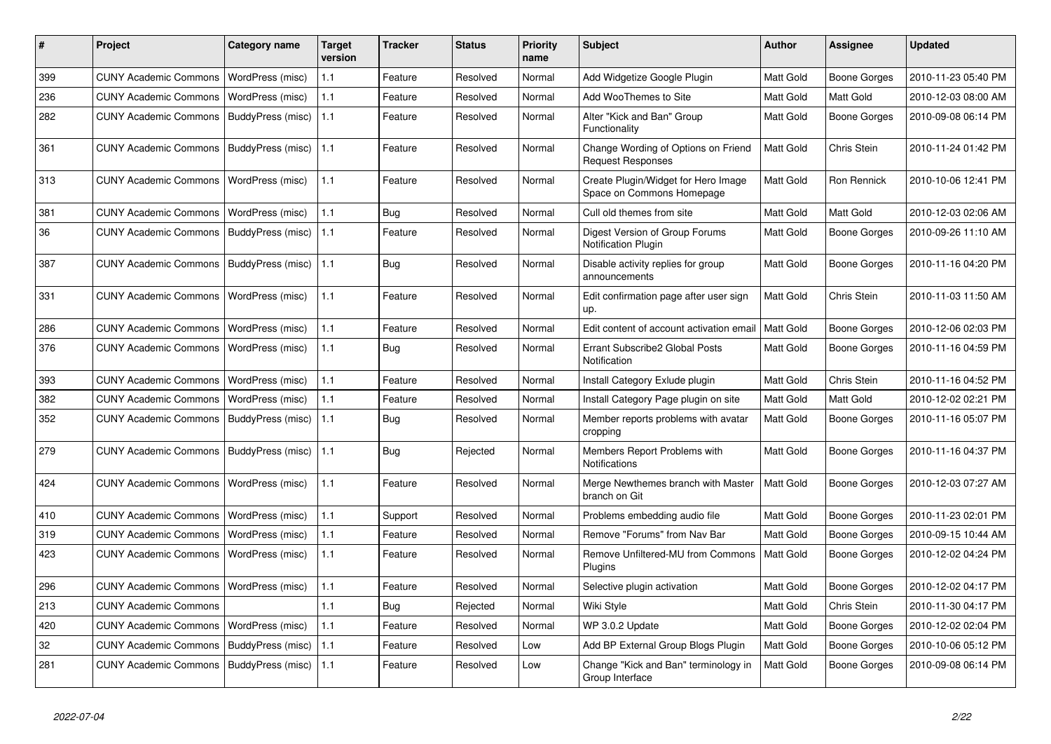| # | Project | Category name | Target version | Tracker | Status | Priority name | Subject | Author | Assignee | Updated |
|---|---|---|---|---|---|---|---|---|---|---|
| 399 | CUNY Academic Commons | WordPress (misc) | 1.1 | Feature | Resolved | Normal | Add Widgetize Google Plugin | Matt Gold | Boone Gorges | 2010-11-23 05:40 PM |
| 236 | CUNY Academic Commons | WordPress (misc) | 1.1 | Feature | Resolved | Normal | Add WooThemes to Site | Matt Gold | Matt Gold | 2010-12-03 08:00 AM |
| 282 | CUNY Academic Commons | BuddyPress (misc) | 1.1 | Feature | Resolved | Normal | Alter "Kick and Ban" Group Functionality | Matt Gold | Boone Gorges | 2010-09-08 06:14 PM |
| 361 | CUNY Academic Commons | BuddyPress (misc) | 1.1 | Feature | Resolved | Normal | Change Wording of Options on Friend Request Responses | Matt Gold | Chris Stein | 2010-11-24 01:42 PM |
| 313 | CUNY Academic Commons | WordPress (misc) | 1.1 | Feature | Resolved | Normal | Create Plugin/Widget for Hero Image Space on Commons Homepage | Matt Gold | Ron Rennick | 2010-10-06 12:41 PM |
| 381 | CUNY Academic Commons | WordPress (misc) | 1.1 | Bug | Resolved | Normal | Cull old themes from site | Matt Gold | Matt Gold | 2010-12-03 02:06 AM |
| 36 | CUNY Academic Commons | BuddyPress (misc) | 1.1 | Feature | Resolved | Normal | Digest Version of Group Forums Notification Plugin | Matt Gold | Boone Gorges | 2010-09-26 11:10 AM |
| 387 | CUNY Academic Commons | BuddyPress (misc) | 1.1 | Bug | Resolved | Normal | Disable activity replies for group announcements | Matt Gold | Boone Gorges | 2010-11-16 04:20 PM |
| 331 | CUNY Academic Commons | WordPress (misc) | 1.1 | Feature | Resolved | Normal | Edit confirmation page after user sign up. | Matt Gold | Chris Stein | 2010-11-03 11:50 AM |
| 286 | CUNY Academic Commons | WordPress (misc) | 1.1 | Feature | Resolved | Normal | Edit content of account activation email | Matt Gold | Boone Gorges | 2010-12-06 02:03 PM |
| 376 | CUNY Academic Commons | WordPress (misc) | 1.1 | Bug | Resolved | Normal | Errant Subscribe2 Global Posts Notification | Matt Gold | Boone Gorges | 2010-11-16 04:59 PM |
| 393 | CUNY Academic Commons | WordPress (misc) | 1.1 | Feature | Resolved | Normal | Install Category Exlude plugin | Matt Gold | Chris Stein | 2010-11-16 04:52 PM |
| 382 | CUNY Academic Commons | WordPress (misc) | 1.1 | Feature | Resolved | Normal | Install Category Page plugin on site | Matt Gold | Matt Gold | 2010-12-02 02:21 PM |
| 352 | CUNY Academic Commons | BuddyPress (misc) | 1.1 | Bug | Resolved | Normal | Member reports problems with avatar cropping | Matt Gold | Boone Gorges | 2010-11-16 05:07 PM |
| 279 | CUNY Academic Commons | BuddyPress (misc) | 1.1 | Bug | Rejected | Normal | Members Report Problems with Notifications | Matt Gold | Boone Gorges | 2010-11-16 04:37 PM |
| 424 | CUNY Academic Commons | WordPress (misc) | 1.1 | Feature | Resolved | Normal | Merge Newthemes branch with Master branch on Git | Matt Gold | Boone Gorges | 2010-12-03 07:27 AM |
| 410 | CUNY Academic Commons | WordPress (misc) | 1.1 | Support | Resolved | Normal | Problems embedding audio file | Matt Gold | Boone Gorges | 2010-11-23 02:01 PM |
| 319 | CUNY Academic Commons | WordPress (misc) | 1.1 | Feature | Resolved | Normal | Remove "Forums" from Nav Bar | Matt Gold | Boone Gorges | 2010-09-15 10:44 AM |
| 423 | CUNY Academic Commons | WordPress (misc) | 1.1 | Feature | Resolved | Normal | Remove Unfiltered-MU from Commons Plugins | Matt Gold | Boone Gorges | 2010-12-02 04:24 PM |
| 296 | CUNY Academic Commons | WordPress (misc) | 1.1 | Feature | Resolved | Normal | Selective plugin activation | Matt Gold | Boone Gorges | 2010-12-02 04:17 PM |
| 213 | CUNY Academic Commons | | 1.1 | Bug | Rejected | Normal | Wiki Style | Matt Gold | Chris Stein | 2010-11-30 04:17 PM |
| 420 | CUNY Academic Commons | WordPress (misc) | 1.1 | Feature | Resolved | Normal | WP 3.0.2 Update | Matt Gold | Boone Gorges | 2010-12-02 02:04 PM |
| 32 | CUNY Academic Commons | BuddyPress (misc) | 1.1 | Feature | Resolved | Low | Add BP External Group Blogs Plugin | Matt Gold | Boone Gorges | 2010-10-06 05:12 PM |
| 281 | CUNY Academic Commons | BuddyPress (misc) | 1.1 | Feature | Resolved | Low | Change "Kick and Ban" terminology in Group Interface | Matt Gold | Boone Gorges | 2010-09-08 06:14 PM |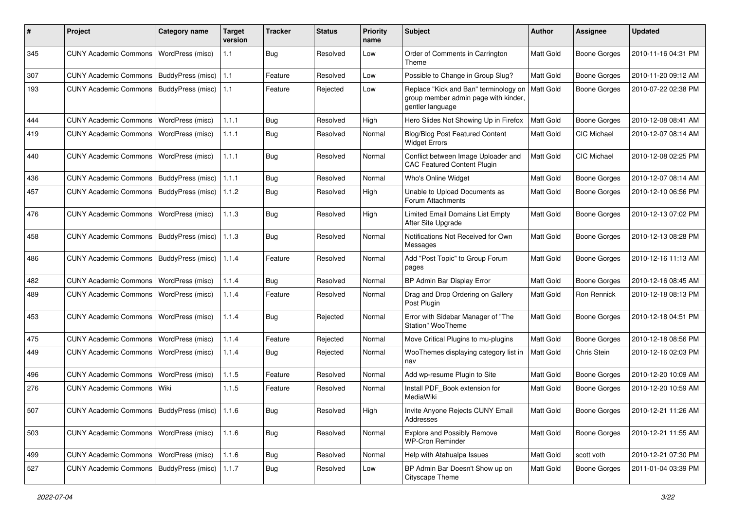| # | Project | Category name | Target version | Tracker | Status | Priority name | Subject | Author | Assignee | Updated |
|---|---|---|---|---|---|---|---|---|---|---|
| 345 | CUNY Academic Commons | WordPress (misc) | 1.1 | Bug | Resolved | Low | Order of Comments in Carrington Theme | Matt Gold | Boone Gorges | 2010-11-16 04:31 PM |
| 307 | CUNY Academic Commons | BuddyPress (misc) | 1.1 | Feature | Resolved | Low | Possible to Change in Group Slug? | Matt Gold | Boone Gorges | 2010-11-20 09:12 AM |
| 193 | CUNY Academic Commons | BuddyPress (misc) | 1.1 | Feature | Rejected | Low | Replace "Kick and Ban" terminology on group member admin page with kinder, gentler language | Matt Gold | Boone Gorges | 2010-07-22 02:38 PM |
| 444 | CUNY Academic Commons | WordPress (misc) | 1.1.1 | Bug | Resolved | High | Hero Slides Not Showing Up in Firefox | Matt Gold | Boone Gorges | 2010-12-08 08:41 AM |
| 419 | CUNY Academic Commons | WordPress (misc) | 1.1.1 | Bug | Resolved | Normal | Blog/Blog Post Featured Content Widget Errors | Matt Gold | CIC Michael | 2010-12-07 08:14 AM |
| 440 | CUNY Academic Commons | WordPress (misc) | 1.1.1 | Bug | Resolved | Normal | Conflict between Image Uploader and CAC Featured Content Plugin | Matt Gold | CIC Michael | 2010-12-08 02:25 PM |
| 436 | CUNY Academic Commons | BuddyPress (misc) | 1.1.1 | Bug | Resolved | Normal | Who's Online Widget | Matt Gold | Boone Gorges | 2010-12-07 08:14 AM |
| 457 | CUNY Academic Commons | BuddyPress (misc) | 1.1.2 | Bug | Resolved | High | Unable to Upload Documents as Forum Attachments | Matt Gold | Boone Gorges | 2010-12-10 06:56 PM |
| 476 | CUNY Academic Commons | WordPress (misc) | 1.1.3 | Bug | Resolved | High | Limited Email Domains List Empty After Site Upgrade | Matt Gold | Boone Gorges | 2010-12-13 07:02 PM |
| 458 | CUNY Academic Commons | BuddyPress (misc) | 1.1.3 | Bug | Resolved | Normal | Notifications Not Received for Own Messages | Matt Gold | Boone Gorges | 2010-12-13 08:28 PM |
| 486 | CUNY Academic Commons | BuddyPress (misc) | 1.1.4 | Feature | Resolved | Normal | Add "Post Topic" to Group Forum pages | Matt Gold | Boone Gorges | 2010-12-16 11:13 AM |
| 482 | CUNY Academic Commons | WordPress (misc) | 1.1.4 | Bug | Resolved | Normal | BP Admin Bar Display Error | Matt Gold | Boone Gorges | 2010-12-16 08:45 AM |
| 489 | CUNY Academic Commons | WordPress (misc) | 1.1.4 | Feature | Resolved | Normal | Drag and Drop Ordering on Gallery Post Plugin | Matt Gold | Ron Rennick | 2010-12-18 08:13 PM |
| 453 | CUNY Academic Commons | WordPress (misc) | 1.1.4 | Bug | Rejected | Normal | Error with Sidebar Manager of "The Station" WooTheme | Matt Gold | Boone Gorges | 2010-12-18 04:51 PM |
| 475 | CUNY Academic Commons | WordPress (misc) | 1.1.4 | Feature | Rejected | Normal | Move Critical Plugins to mu-plugins | Matt Gold | Boone Gorges | 2010-12-18 08:56 PM |
| 449 | CUNY Academic Commons | WordPress (misc) | 1.1.4 | Bug | Rejected | Normal | WooThemes displaying category list in nav | Matt Gold | Chris Stein | 2010-12-16 02:03 PM |
| 496 | CUNY Academic Commons | WordPress (misc) | 1.1.5 | Feature | Resolved | Normal | Add wp-resume Plugin to Site | Matt Gold | Boone Gorges | 2010-12-20 10:09 AM |
| 276 | CUNY Academic Commons | Wiki | 1.1.5 | Feature | Resolved | Normal | Install PDF_Book extension for MediaWiki | Matt Gold | Boone Gorges | 2010-12-20 10:59 AM |
| 507 | CUNY Academic Commons | BuddyPress (misc) | 1.1.6 | Bug | Resolved | High | Invite Anyone Rejects CUNY Email Addresses | Matt Gold | Boone Gorges | 2010-12-21 11:26 AM |
| 503 | CUNY Academic Commons | WordPress (misc) | 1.1.6 | Bug | Resolved | Normal | Explore and Possibly Remove WP-Cron Reminder | Matt Gold | Boone Gorges | 2010-12-21 11:55 AM |
| 499 | CUNY Academic Commons | WordPress (misc) | 1.1.6 | Bug | Resolved | Normal | Help with Atahualpa Issues | Matt Gold | scott voth | 2010-12-21 07:30 PM |
| 527 | CUNY Academic Commons | BuddyPress (misc) | 1.1.7 | Bug | Resolved | Low | BP Admin Bar Doesn't Show up on Cityscape Theme | Matt Gold | Boone Gorges | 2011-01-04 03:39 PM |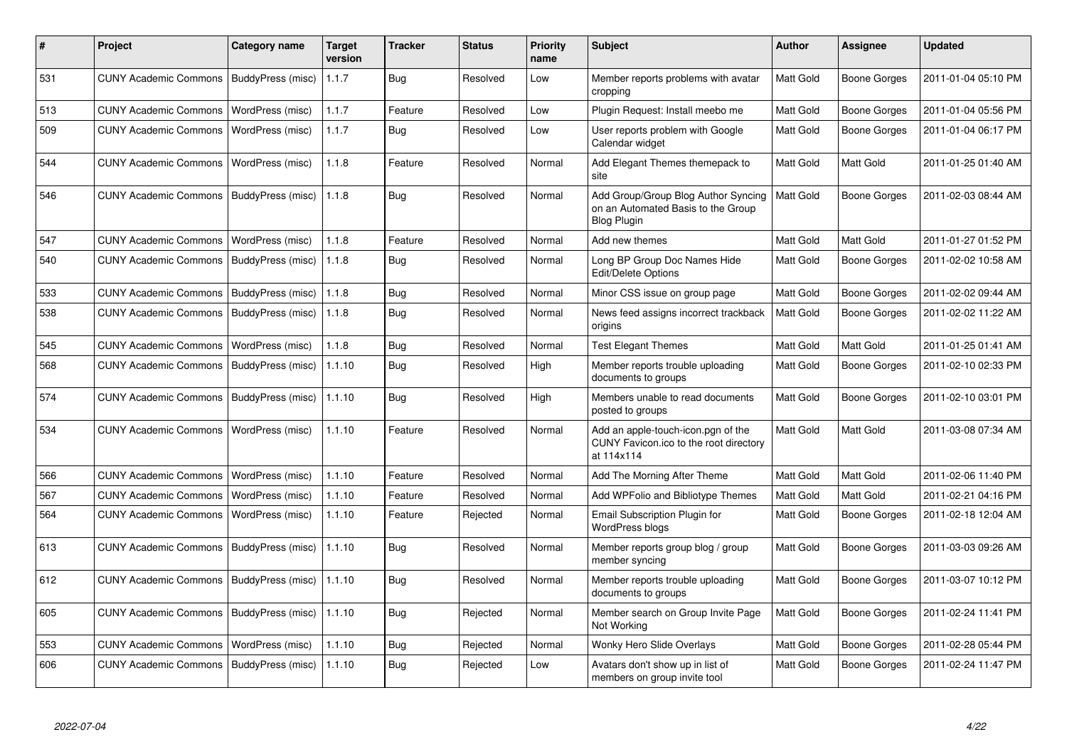| # | Project | Category name | Target version | Tracker | Status | Priority name | Subject | Author | Assignee | Updated |
|---|---|---|---|---|---|---|---|---|---|---|
| 531 | CUNY Academic Commons | BuddyPress (misc) | 1.1.7 | Bug | Resolved | Low | Member reports problems with avatar cropping | Matt Gold | Boone Gorges | 2011-01-04 05:10 PM |
| 513 | CUNY Academic Commons | WordPress (misc) | 1.1.7 | Feature | Resolved | Low | Plugin Request: Install meebo me | Matt Gold | Boone Gorges | 2011-01-04 05:56 PM |
| 509 | CUNY Academic Commons | WordPress (misc) | 1.1.7 | Bug | Resolved | Low | User reports problem with Google Calendar widget | Matt Gold | Boone Gorges | 2011-01-04 06:17 PM |
| 544 | CUNY Academic Commons | WordPress (misc) | 1.1.8 | Feature | Resolved | Normal | Add Elegant Themes themepack to site | Matt Gold | Matt Gold | 2011-01-25 01:40 AM |
| 546 | CUNY Academic Commons | BuddyPress (misc) | 1.1.8 | Bug | Resolved | Normal | Add Group/Group Blog Author Syncing on an Automated Basis to the Group Blog Plugin | Matt Gold | Boone Gorges | 2011-02-03 08:44 AM |
| 547 | CUNY Academic Commons | WordPress (misc) | 1.1.8 | Feature | Resolved | Normal | Add new themes | Matt Gold | Matt Gold | 2011-01-27 01:52 PM |
| 540 | CUNY Academic Commons | BuddyPress (misc) | 1.1.8 | Bug | Resolved | Normal | Long BP Group Doc Names Hide Edit/Delete Options | Matt Gold | Boone Gorges | 2011-02-02 10:58 AM |
| 533 | CUNY Academic Commons | BuddyPress (misc) | 1.1.8 | Bug | Resolved | Normal | Minor CSS issue on group page | Matt Gold | Boone Gorges | 2011-02-02 09:44 AM |
| 538 | CUNY Academic Commons | BuddyPress (misc) | 1.1.8 | Bug | Resolved | Normal | News feed assigns incorrect trackback origins | Matt Gold | Boone Gorges | 2011-02-02 11:22 AM |
| 545 | CUNY Academic Commons | WordPress (misc) | 1.1.8 | Bug | Resolved | Normal | Test Elegant Themes | Matt Gold | Matt Gold | 2011-01-25 01:41 AM |
| 568 | CUNY Academic Commons | BuddyPress (misc) | 1.1.10 | Bug | Resolved | High | Member reports trouble uploading documents to groups | Matt Gold | Boone Gorges | 2011-02-10 02:33 PM |
| 574 | CUNY Academic Commons | BuddyPress (misc) | 1.1.10 | Bug | Resolved | High | Members unable to read documents posted to groups | Matt Gold | Boone Gorges | 2011-02-10 03:01 PM |
| 534 | CUNY Academic Commons | WordPress (misc) | 1.1.10 | Feature | Resolved | Normal | Add an apple-touch-icon.pgn of the CUNY Favicon.ico to the root directory at 114x114 | Matt Gold | Matt Gold | 2011-03-08 07:34 AM |
| 566 | CUNY Academic Commons | WordPress (misc) | 1.1.10 | Feature | Resolved | Normal | Add The Morning After Theme | Matt Gold | Matt Gold | 2011-02-06 11:40 PM |
| 567 | CUNY Academic Commons | WordPress (misc) | 1.1.10 | Feature | Resolved | Normal | Add WPFolio and Bibliotype Themes | Matt Gold | Matt Gold | 2011-02-21 04:16 PM |
| 564 | CUNY Academic Commons | WordPress (misc) | 1.1.10 | Feature | Rejected | Normal | Email Subscription Plugin for WordPress blogs | Matt Gold | Boone Gorges | 2011-02-18 12:04 AM |
| 613 | CUNY Academic Commons | BuddyPress (misc) | 1.1.10 | Bug | Resolved | Normal | Member reports group blog / group member syncing | Matt Gold | Boone Gorges | 2011-03-03 09:26 AM |
| 612 | CUNY Academic Commons | BuddyPress (misc) | 1.1.10 | Bug | Resolved | Normal | Member reports trouble uploading documents to groups | Matt Gold | Boone Gorges | 2011-03-07 10:12 PM |
| 605 | CUNY Academic Commons | BuddyPress (misc) | 1.1.10 | Bug | Rejected | Normal | Member search on Group Invite Page Not Working | Matt Gold | Boone Gorges | 2011-02-24 11:41 PM |
| 553 | CUNY Academic Commons | WordPress (misc) | 1.1.10 | Bug | Rejected | Normal | Wonky Hero Slide Overlays | Matt Gold | Boone Gorges | 2011-02-28 05:44 PM |
| 606 | CUNY Academic Commons | BuddyPress (misc) | 1.1.10 | Bug | Rejected | Low | Avatars don't show up in list of members on group invite tool | Matt Gold | Boone Gorges | 2011-02-24 11:47 PM |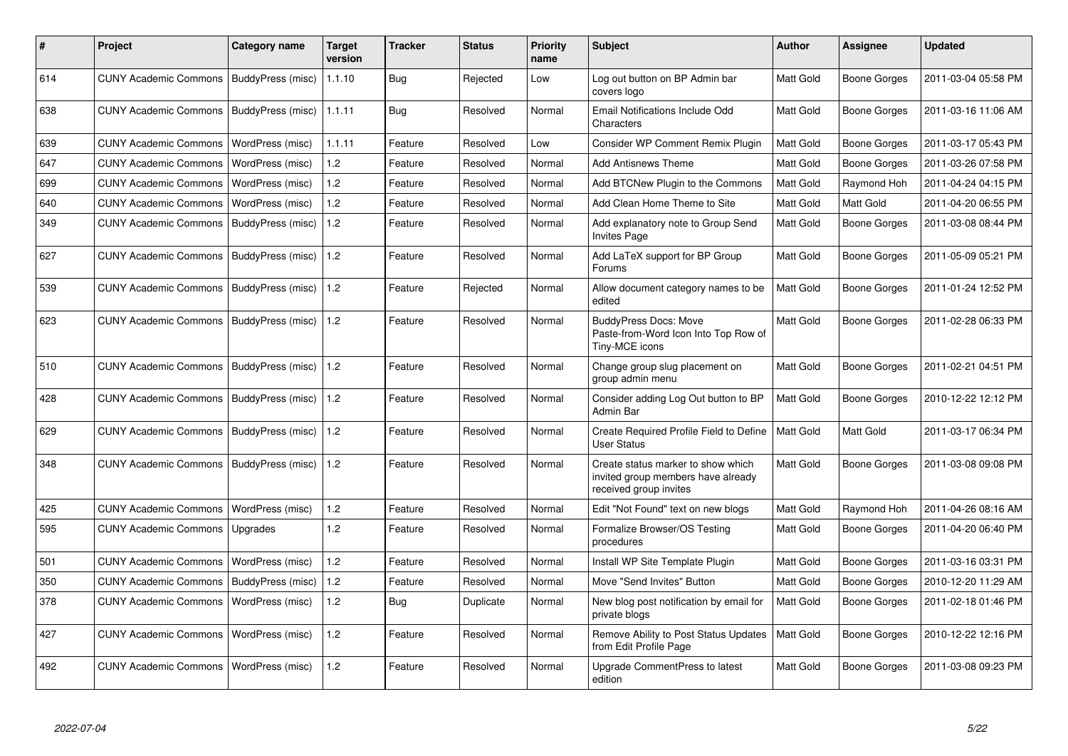| # | Project | Category name | Target version | Tracker | Status | Priority name | Subject | Author | Assignee | Updated |
|---|---|---|---|---|---|---|---|---|---|---|
| 614 | CUNY Academic Commons | BuddyPress (misc) | 1.1.10 | Bug | Rejected | Low | Log out button on BP Admin bar covers logo | Matt Gold | Boone Gorges | 2011-03-04 05:58 PM |
| 638 | CUNY Academic Commons | BuddyPress (misc) | 1.1.11 | Bug | Resolved | Normal | Email Notifications Include Odd Characters | Matt Gold | Boone Gorges | 2011-03-16 11:06 AM |
| 639 | CUNY Academic Commons | WordPress (misc) | 1.1.11 | Feature | Resolved | Low | Consider WP Comment Remix Plugin | Matt Gold | Boone Gorges | 2011-03-17 05:43 PM |
| 647 | CUNY Academic Commons | WordPress (misc) | 1.2 | Feature | Resolved | Normal | Add Antisnews Theme | Matt Gold | Boone Gorges | 2011-03-26 07:58 PM |
| 699 | CUNY Academic Commons | WordPress (misc) | 1.2 | Feature | Resolved | Normal | Add BTCNew Plugin to the Commons | Matt Gold | Raymond Hoh | 2011-04-24 04:15 PM |
| 640 | CUNY Academic Commons | WordPress (misc) | 1.2 | Feature | Resolved | Normal | Add Clean Home Theme to Site | Matt Gold | Matt Gold | 2011-04-20 06:55 PM |
| 349 | CUNY Academic Commons | BuddyPress (misc) | 1.2 | Feature | Resolved | Normal | Add explanatory note to Group Send Invites Page | Matt Gold | Boone Gorges | 2011-03-08 08:44 PM |
| 627 | CUNY Academic Commons | BuddyPress (misc) | 1.2 | Feature | Resolved | Normal | Add LaTeX support for BP Group Forums | Matt Gold | Boone Gorges | 2011-05-09 05:21 PM |
| 539 | CUNY Academic Commons | BuddyPress (misc) | 1.2 | Feature | Rejected | Normal | Allow document category names to be edited | Matt Gold | Boone Gorges | 2011-01-24 12:52 PM |
| 623 | CUNY Academic Commons | BuddyPress (misc) | 1.2 | Feature | Resolved | Normal | BuddyPress Docs: Move Paste-from-Word Icon Into Top Row of Tiny-MCE icons | Matt Gold | Boone Gorges | 2011-02-28 06:33 PM |
| 510 | CUNY Academic Commons | BuddyPress (misc) | 1.2 | Feature | Resolved | Normal | Change group slug placement on group admin menu | Matt Gold | Boone Gorges | 2011-02-21 04:51 PM |
| 428 | CUNY Academic Commons | BuddyPress (misc) | 1.2 | Feature | Resolved | Normal | Consider adding Log Out button to BP Admin Bar | Matt Gold | Boone Gorges | 2010-12-22 12:12 PM |
| 629 | CUNY Academic Commons | BuddyPress (misc) | 1.2 | Feature | Resolved | Normal | Create Required Profile Field to Define User Status | Matt Gold | Matt Gold | 2011-03-17 06:34 PM |
| 348 | CUNY Academic Commons | BuddyPress (misc) | 1.2 | Feature | Resolved | Normal | Create status marker to show which invited group members have already received group invites | Matt Gold | Boone Gorges | 2011-03-08 09:08 PM |
| 425 | CUNY Academic Commons | WordPress (misc) | 1.2 | Feature | Resolved | Normal | Edit "Not Found" text on new blogs | Matt Gold | Raymond Hoh | 2011-04-26 08:16 AM |
| 595 | CUNY Academic Commons | Upgrades | 1.2 | Feature | Resolved | Normal | Formalize Browser/OS Testing procedures | Matt Gold | Boone Gorges | 2011-04-20 06:40 PM |
| 501 | CUNY Academic Commons | WordPress (misc) | 1.2 | Feature | Resolved | Normal | Install WP Site Template Plugin | Matt Gold | Boone Gorges | 2011-03-16 03:31 PM |
| 350 | CUNY Academic Commons | BuddyPress (misc) | 1.2 | Feature | Resolved | Normal | Move "Send Invites" Button | Matt Gold | Boone Gorges | 2010-12-20 11:29 AM |
| 378 | CUNY Academic Commons | WordPress (misc) | 1.2 | Bug | Duplicate | Normal | New blog post notification by email for private blogs | Matt Gold | Boone Gorges | 2011-02-18 01:46 PM |
| 427 | CUNY Academic Commons | WordPress (misc) | 1.2 | Feature | Resolved | Normal | Remove Ability to Post Status Updates from Edit Profile Page | Matt Gold | Boone Gorges | 2010-12-22 12:16 PM |
| 492 | CUNY Academic Commons | WordPress (misc) | 1.2 | Feature | Resolved | Normal | Upgrade CommentPress to latest edition | Matt Gold | Boone Gorges | 2011-03-08 09:23 PM |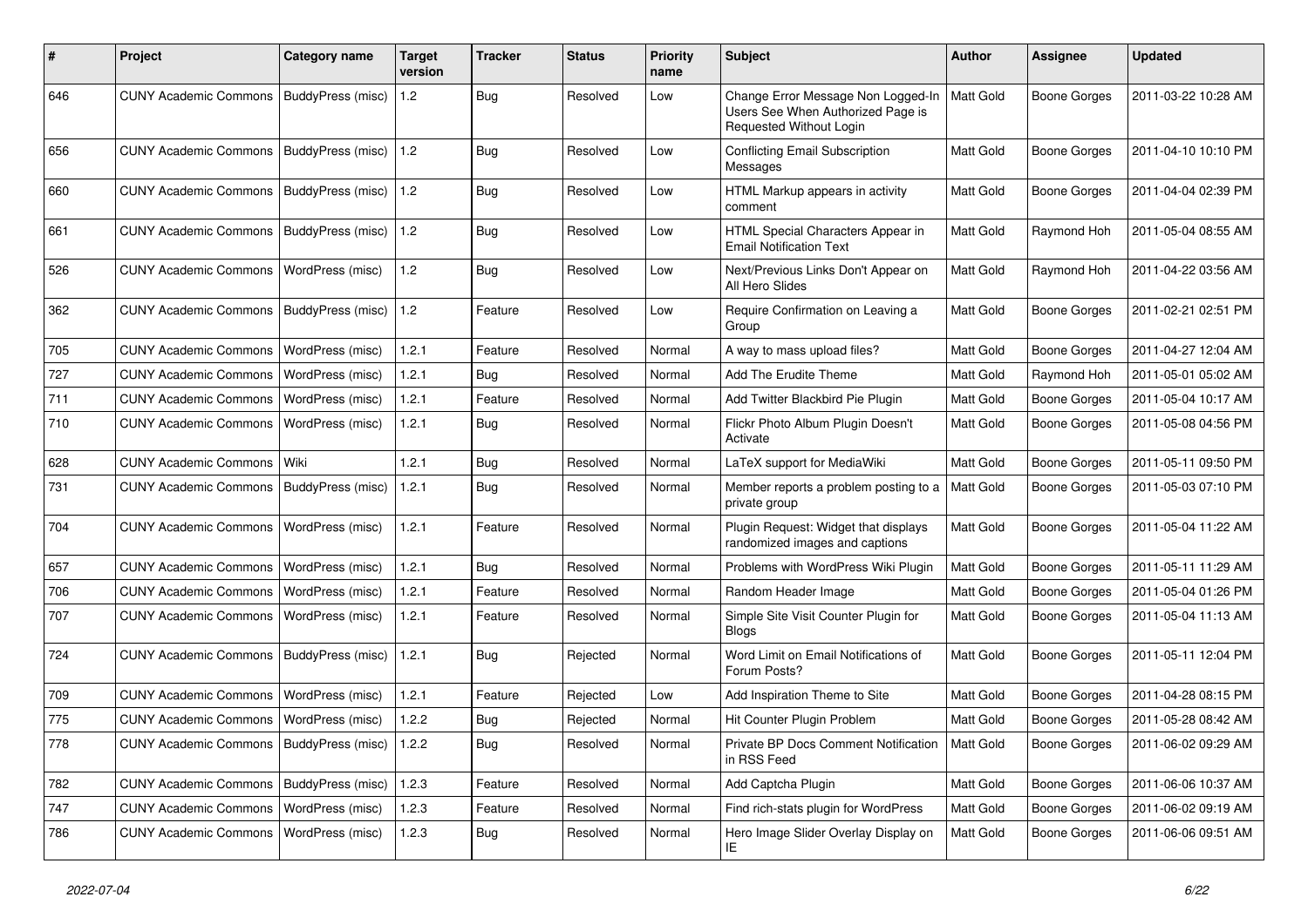| # | Project | Category name | Target version | Tracker | Status | Priority name | Subject | Author | Assignee | Updated |
|---|---|---|---|---|---|---|---|---|---|---|
| 646 | CUNY Academic Commons | BuddyPress (misc) | 1.2 | Bug | Resolved | Low | Change Error Message Non Logged-In Users See When Authorized Page is Requested Without Login | Matt Gold | Boone Gorges | 2011-03-22 10:28 AM |
| 656 | CUNY Academic Commons | BuddyPress (misc) | 1.2 | Bug | Resolved | Low | Conflicting Email Subscription Messages | Matt Gold | Boone Gorges | 2011-04-10 10:10 PM |
| 660 | CUNY Academic Commons | BuddyPress (misc) | 1.2 | Bug | Resolved | Low | HTML Markup appears in activity comment | Matt Gold | Boone Gorges | 2011-04-04 02:39 PM |
| 661 | CUNY Academic Commons | BuddyPress (misc) | 1.2 | Bug | Resolved | Low | HTML Special Characters Appear in Email Notification Text | Matt Gold | Raymond Hoh | 2011-05-04 08:55 AM |
| 526 | CUNY Academic Commons | WordPress (misc) | 1.2 | Bug | Resolved | Low | Next/Previous Links Don't Appear on All Hero Slides | Matt Gold | Raymond Hoh | 2011-04-22 03:56 AM |
| 362 | CUNY Academic Commons | BuddyPress (misc) | 1.2 | Feature | Resolved | Low | Require Confirmation on Leaving a Group | Matt Gold | Boone Gorges | 2011-02-21 02:51 PM |
| 705 | CUNY Academic Commons | WordPress (misc) | 1.2.1 | Feature | Resolved | Normal | A way to mass upload files? | Matt Gold | Boone Gorges | 2011-04-27 12:04 AM |
| 727 | CUNY Academic Commons | WordPress (misc) | 1.2.1 | Bug | Resolved | Normal | Add The Erudite Theme | Matt Gold | Raymond Hoh | 2011-05-01 05:02 AM |
| 711 | CUNY Academic Commons | WordPress (misc) | 1.2.1 | Feature | Resolved | Normal | Add Twitter Blackbird Pie Plugin | Matt Gold | Boone Gorges | 2011-05-04 10:17 AM |
| 710 | CUNY Academic Commons | WordPress (misc) | 1.2.1 | Bug | Resolved | Normal | Flickr Photo Album Plugin Doesn't Activate | Matt Gold | Boone Gorges | 2011-05-08 04:56 PM |
| 628 | CUNY Academic Commons | Wiki | 1.2.1 | Bug | Resolved | Normal | LaTeX support for MediaWiki | Matt Gold | Boone Gorges | 2011-05-11 09:50 PM |
| 731 | CUNY Academic Commons | BuddyPress (misc) | 1.2.1 | Bug | Resolved | Normal | Member reports a problem posting to a private group | Matt Gold | Boone Gorges | 2011-05-03 07:10 PM |
| 704 | CUNY Academic Commons | WordPress (misc) | 1.2.1 | Feature | Resolved | Normal | Plugin Request: Widget that displays randomized images and captions | Matt Gold | Boone Gorges | 2011-05-04 11:22 AM |
| 657 | CUNY Academic Commons | WordPress (misc) | 1.2.1 | Bug | Resolved | Normal | Problems with WordPress Wiki Plugin | Matt Gold | Boone Gorges | 2011-05-11 11:29 AM |
| 706 | CUNY Academic Commons | WordPress (misc) | 1.2.1 | Feature | Resolved | Normal | Random Header Image | Matt Gold | Boone Gorges | 2011-05-04 01:26 PM |
| 707 | CUNY Academic Commons | WordPress (misc) | 1.2.1 | Feature | Resolved | Normal | Simple Site Visit Counter Plugin for Blogs | Matt Gold | Boone Gorges | 2011-05-04 11:13 AM |
| 724 | CUNY Academic Commons | BuddyPress (misc) | 1.2.1 | Bug | Rejected | Normal | Word Limit on Email Notifications of Forum Posts? | Matt Gold | Boone Gorges | 2011-05-11 12:04 PM |
| 709 | CUNY Academic Commons | WordPress (misc) | 1.2.1 | Feature | Rejected | Low | Add Inspiration Theme to Site | Matt Gold | Boone Gorges | 2011-04-28 08:15 PM |
| 775 | CUNY Academic Commons | WordPress (misc) | 1.2.2 | Bug | Rejected | Normal | Hit Counter Plugin Problem | Matt Gold | Boone Gorges | 2011-05-28 08:42 AM |
| 778 | CUNY Academic Commons | BuddyPress (misc) | 1.2.2 | Bug | Resolved | Normal | Private BP Docs Comment Notification in RSS Feed | Matt Gold | Boone Gorges | 2011-06-02 09:29 AM |
| 782 | CUNY Academic Commons | BuddyPress (misc) | 1.2.3 | Feature | Resolved | Normal | Add Captcha Plugin | Matt Gold | Boone Gorges | 2011-06-06 10:37 AM |
| 747 | CUNY Academic Commons | WordPress (misc) | 1.2.3 | Feature | Resolved | Normal | Find rich-stats plugin for WordPress | Matt Gold | Boone Gorges | 2011-06-02 09:19 AM |
| 786 | CUNY Academic Commons | WordPress (misc) | 1.2.3 | Bug | Resolved | Normal | Hero Image Slider Overlay Display on IE | Matt Gold | Boone Gorges | 2011-06-06 09:51 AM |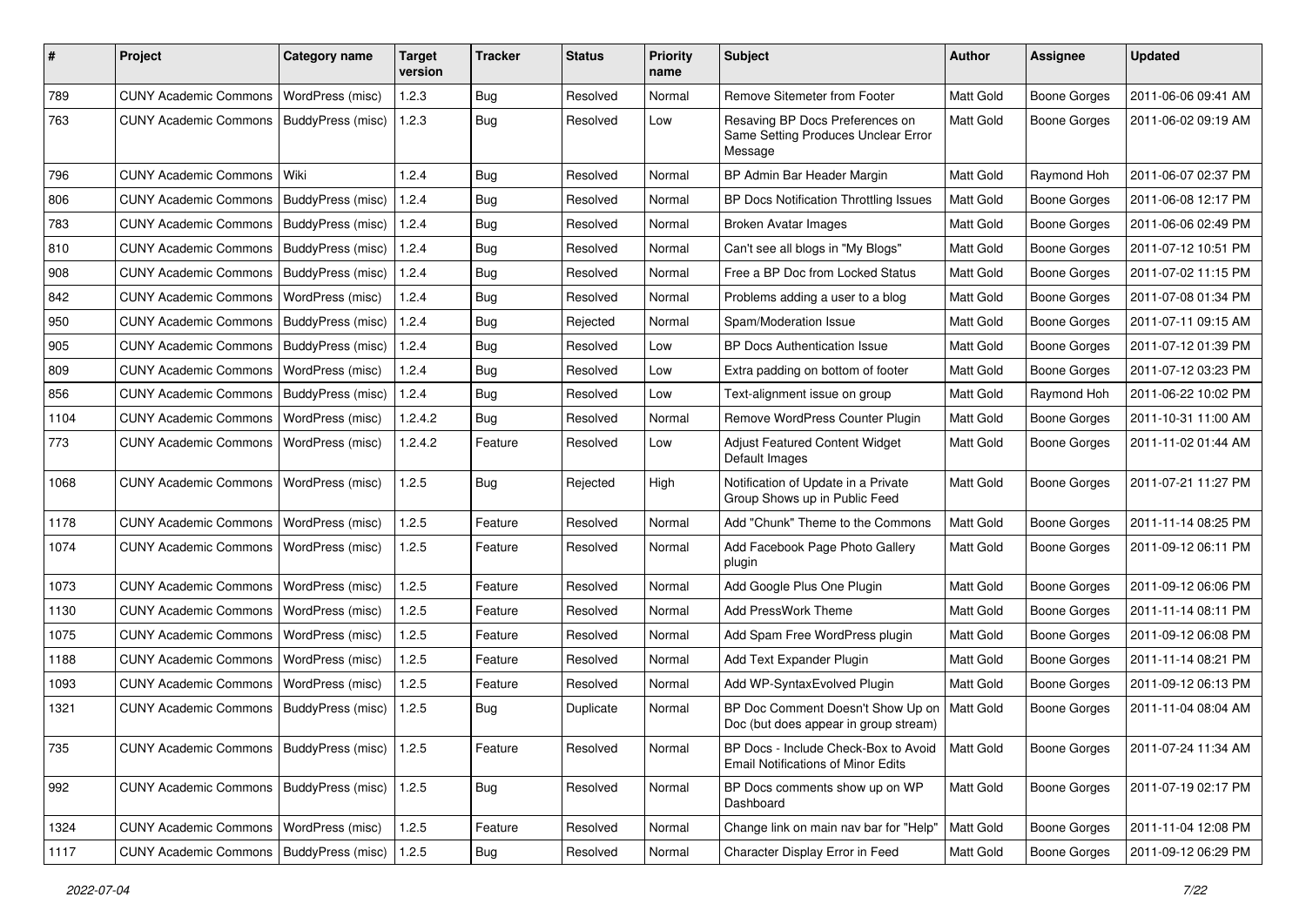| # | Project | Category name | Target version | Tracker | Status | Priority name | Subject | Author | Assignee | Updated |
|---|---|---|---|---|---|---|---|---|---|---|
| 789 | CUNY Academic Commons | WordPress (misc) | 1.2.3 | Bug | Resolved | Normal | Remove Sitemeter from Footer | Matt Gold | Boone Gorges | 2011-06-06 09:41 AM |
| 763 | CUNY Academic Commons | BuddyPress (misc) | 1.2.3 | Bug | Resolved | Low | Resaving BP Docs Preferences on Same Setting Produces Unclear Error Message | Matt Gold | Boone Gorges | 2011-06-02 09:19 AM |
| 796 | CUNY Academic Commons | Wiki | 1.2.4 | Bug | Resolved | Normal | BP Admin Bar Header Margin | Matt Gold | Raymond Hoh | 2011-06-07 02:37 PM |
| 806 | CUNY Academic Commons | BuddyPress (misc) | 1.2.4 | Bug | Resolved | Normal | BP Docs Notification Throttling Issues | Matt Gold | Boone Gorges | 2011-06-08 12:17 PM |
| 783 | CUNY Academic Commons | BuddyPress (misc) | 1.2.4 | Bug | Resolved | Normal | Broken Avatar Images | Matt Gold | Boone Gorges | 2011-06-06 02:49 PM |
| 810 | CUNY Academic Commons | BuddyPress (misc) | 1.2.4 | Bug | Resolved | Normal | Can't see all blogs in "My Blogs" | Matt Gold | Boone Gorges | 2011-07-12 10:51 PM |
| 908 | CUNY Academic Commons | BuddyPress (misc) | 1.2.4 | Bug | Resolved | Normal | Free a BP Doc from Locked Status | Matt Gold | Boone Gorges | 2011-07-02 11:15 PM |
| 842 | CUNY Academic Commons | WordPress (misc) | 1.2.4 | Bug | Resolved | Normal | Problems adding a user to a blog | Matt Gold | Boone Gorges | 2011-07-08 01:34 PM |
| 950 | CUNY Academic Commons | BuddyPress (misc) | 1.2.4 | Bug | Rejected | Normal | Spam/Moderation Issue | Matt Gold | Boone Gorges | 2011-07-11 09:15 AM |
| 905 | CUNY Academic Commons | BuddyPress (misc) | 1.2.4 | Bug | Resolved | Low | BP Docs Authentication Issue | Matt Gold | Boone Gorges | 2011-07-12 01:39 PM |
| 809 | CUNY Academic Commons | WordPress (misc) | 1.2.4 | Bug | Resolved | Low | Extra padding on bottom of footer | Matt Gold | Boone Gorges | 2011-07-12 03:23 PM |
| 856 | CUNY Academic Commons | BuddyPress (misc) | 1.2.4 | Bug | Resolved | Low | Text-alignment issue on group | Matt Gold | Raymond Hoh | 2011-06-22 10:02 PM |
| 1104 | CUNY Academic Commons | WordPress (misc) | 1.2.4.2 | Bug | Resolved | Normal | Remove WordPress Counter Plugin | Matt Gold | Boone Gorges | 2011-10-31 11:00 AM |
| 773 | CUNY Academic Commons | WordPress (misc) | 1.2.4.2 | Feature | Resolved | Low | Adjust Featured Content Widget Default Images | Matt Gold | Boone Gorges | 2011-11-02 01:44 AM |
| 1068 | CUNY Academic Commons | WordPress (misc) | 1.2.5 | Bug | Rejected | High | Notification of Update in a Private Group Shows up in Public Feed | Matt Gold | Boone Gorges | 2011-07-21 11:27 PM |
| 1178 | CUNY Academic Commons | WordPress (misc) | 1.2.5 | Feature | Resolved | Normal | Add "Chunk" Theme to the Commons | Matt Gold | Boone Gorges | 2011-11-14 08:25 PM |
| 1074 | CUNY Academic Commons | WordPress (misc) | 1.2.5 | Feature | Resolved | Normal | Add Facebook Page Photo Gallery plugin | Matt Gold | Boone Gorges | 2011-09-12 06:11 PM |
| 1073 | CUNY Academic Commons | WordPress (misc) | 1.2.5 | Feature | Resolved | Normal | Add Google Plus One Plugin | Matt Gold | Boone Gorges | 2011-09-12 06:06 PM |
| 1130 | CUNY Academic Commons | WordPress (misc) | 1.2.5 | Feature | Resolved | Normal | Add PressWork Theme | Matt Gold | Boone Gorges | 2011-11-14 08:11 PM |
| 1075 | CUNY Academic Commons | WordPress (misc) | 1.2.5 | Feature | Resolved | Normal | Add Spam Free WordPress plugin | Matt Gold | Boone Gorges | 2011-09-12 06:08 PM |
| 1188 | CUNY Academic Commons | WordPress (misc) | 1.2.5 | Feature | Resolved | Normal | Add Text Expander Plugin | Matt Gold | Boone Gorges | 2011-11-14 08:21 PM |
| 1093 | CUNY Academic Commons | WordPress (misc) | 1.2.5 | Feature | Resolved | Normal | Add WP-SyntaxEvolved Plugin | Matt Gold | Boone Gorges | 2011-09-12 06:13 PM |
| 1321 | CUNY Academic Commons | BuddyPress (misc) | 1.2.5 | Bug | Duplicate | Normal | BP Doc Comment Doesn't Show Up on Doc (but does appear in group stream) | Matt Gold | Boone Gorges | 2011-11-04 08:04 AM |
| 735 | CUNY Academic Commons | BuddyPress (misc) | 1.2.5 | Feature | Resolved | Normal | BP Docs - Include Check-Box to Avoid Email Notifications of Minor Edits | Matt Gold | Boone Gorges | 2011-07-24 11:34 AM |
| 992 | CUNY Academic Commons | BuddyPress (misc) | 1.2.5 | Bug | Resolved | Normal | BP Docs comments show up on WP Dashboard | Matt Gold | Boone Gorges | 2011-07-19 02:17 PM |
| 1324 | CUNY Academic Commons | WordPress (misc) | 1.2.5 | Feature | Resolved | Normal | Change link on main nav bar for "Help" | Matt Gold | Boone Gorges | 2011-11-04 12:08 PM |
| 1117 | CUNY Academic Commons | BuddyPress (misc) | 1.2.5 | Bug | Resolved | Normal | Character Display Error in Feed | Matt Gold | Boone Gorges | 2011-09-12 06:29 PM |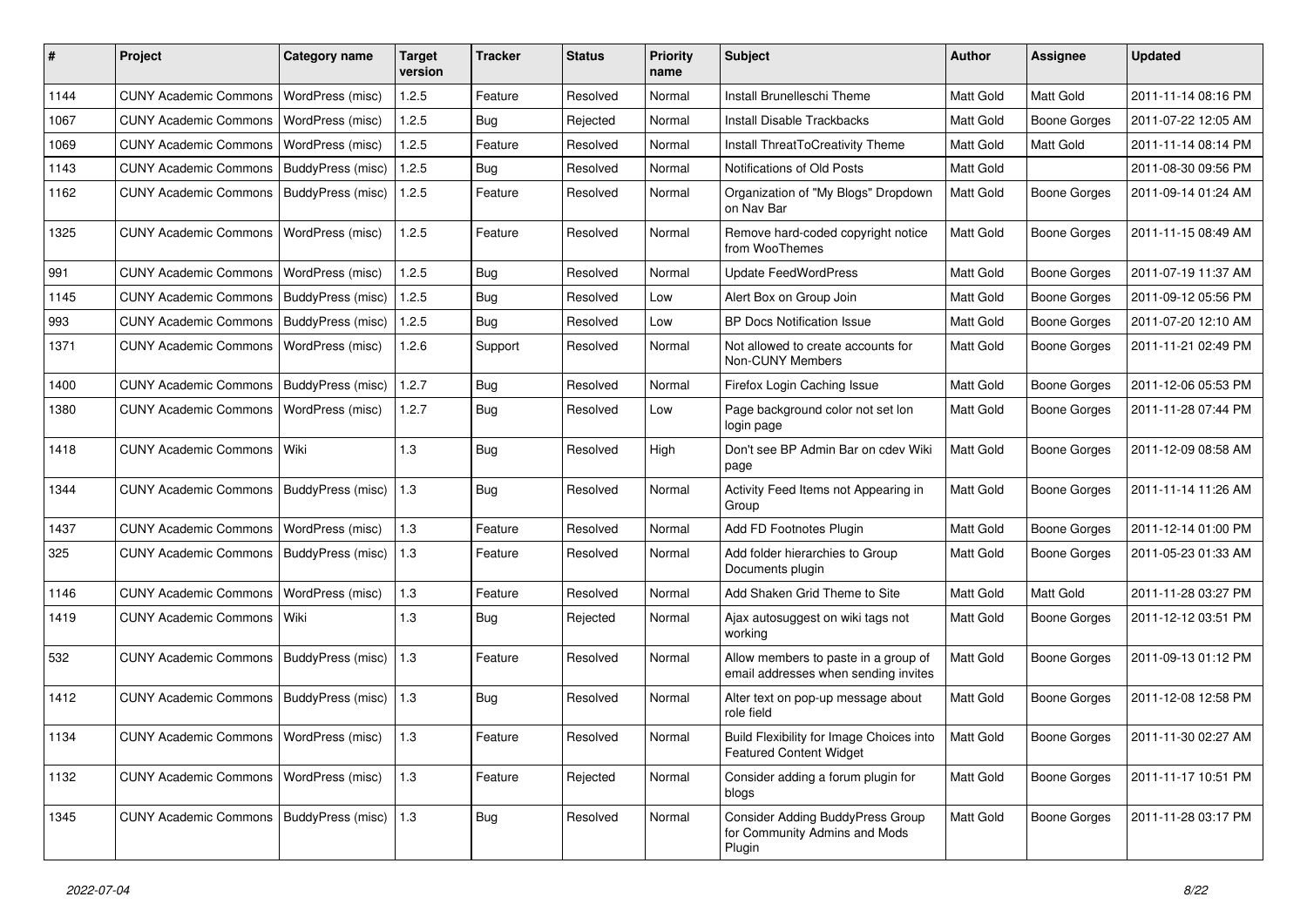| # | Project | Category name | Target version | Tracker | Status | Priority name | Subject | Author | Assignee | Updated |
|---|---|---|---|---|---|---|---|---|---|---|
| 1144 | CUNY Academic Commons | WordPress (misc) | 1.2.5 | Feature | Resolved | Normal | Install Brunelleschi Theme | Matt Gold | Matt Gold | 2011-11-14 08:16 PM |
| 1067 | CUNY Academic Commons | WordPress (misc) | 1.2.5 | Bug | Rejected | Normal | Install Disable Trackbacks | Matt Gold | Boone Gorges | 2011-07-22 12:05 AM |
| 1069 | CUNY Academic Commons | WordPress (misc) | 1.2.5 | Feature | Resolved | Normal | Install ThreatToCreativity Theme | Matt Gold | Matt Gold | 2011-11-14 08:14 PM |
| 1143 | CUNY Academic Commons | BuddyPress (misc) | 1.2.5 | Bug | Resolved | Normal | Notifications of Old Posts | Matt Gold | | 2011-08-30 09:56 PM |
| 1162 | CUNY Academic Commons | BuddyPress (misc) | 1.2.5 | Feature | Resolved | Normal | Organization of "My Blogs" Dropdown on Nav Bar | Matt Gold | Boone Gorges | 2011-09-14 01:24 AM |
| 1325 | CUNY Academic Commons | WordPress (misc) | 1.2.5 | Feature | Resolved | Normal | Remove hard-coded copyright notice from WooThemes | Matt Gold | Boone Gorges | 2011-11-15 08:49 AM |
| 991 | CUNY Academic Commons | WordPress (misc) | 1.2.5 | Bug | Resolved | Normal | Update FeedWordPress | Matt Gold | Boone Gorges | 2011-07-19 11:37 AM |
| 1145 | CUNY Academic Commons | BuddyPress (misc) | 1.2.5 | Bug | Resolved | Low | Alert Box on Group Join | Matt Gold | Boone Gorges | 2011-09-12 05:56 PM |
| 993 | CUNY Academic Commons | BuddyPress (misc) | 1.2.5 | Bug | Resolved | Low | BP Docs Notification Issue | Matt Gold | Boone Gorges | 2011-07-20 12:10 AM |
| 1371 | CUNY Academic Commons | WordPress (misc) | 1.2.6 | Support | Resolved | Normal | Not allowed to create accounts for Non-CUNY Members | Matt Gold | Boone Gorges | 2011-11-21 02:49 PM |
| 1400 | CUNY Academic Commons | BuddyPress (misc) | 1.2.7 | Bug | Resolved | Normal | Firefox Login Caching Issue | Matt Gold | Boone Gorges | 2011-12-06 05:53 PM |
| 1380 | CUNY Academic Commons | WordPress (misc) | 1.2.7 | Bug | Resolved | Low | Page background color not set lon login page | Matt Gold | Boone Gorges | 2011-11-28 07:44 PM |
| 1418 | CUNY Academic Commons | Wiki | 1.3 | Bug | Resolved | High | Don't see BP Admin Bar on cdev Wiki page | Matt Gold | Boone Gorges | 2011-12-09 08:58 AM |
| 1344 | CUNY Academic Commons | BuddyPress (misc) | 1.3 | Bug | Resolved | Normal | Activity Feed Items not Appearing in Group | Matt Gold | Boone Gorges | 2011-11-14 11:26 AM |
| 1437 | CUNY Academic Commons | WordPress (misc) | 1.3 | Feature | Resolved | Normal | Add FD Footnotes Plugin | Matt Gold | Boone Gorges | 2011-12-14 01:00 PM |
| 325 | CUNY Academic Commons | BuddyPress (misc) | 1.3 | Feature | Resolved | Normal | Add folder hierarchies to Group Documents plugin | Matt Gold | Boone Gorges | 2011-05-23 01:33 AM |
| 1146 | CUNY Academic Commons | WordPress (misc) | 1.3 | Feature | Resolved | Normal | Add Shaken Grid Theme to Site | Matt Gold | Matt Gold | 2011-11-28 03:27 PM |
| 1419 | CUNY Academic Commons | Wiki | 1.3 | Bug | Rejected | Normal | Ajax autosuggest on wiki tags not working | Matt Gold | Boone Gorges | 2011-12-12 03:51 PM |
| 532 | CUNY Academic Commons | BuddyPress (misc) | 1.3 | Feature | Resolved | Normal | Allow members to paste in a group of email addresses when sending invites | Matt Gold | Boone Gorges | 2011-09-13 01:12 PM |
| 1412 | CUNY Academic Commons | BuddyPress (misc) | 1.3 | Bug | Resolved | Normal | Alter text on pop-up message about role field | Matt Gold | Boone Gorges | 2011-12-08 12:58 PM |
| 1134 | CUNY Academic Commons | WordPress (misc) | 1.3 | Feature | Resolved | Normal | Build Flexibility for Image Choices into Featured Content Widget | Matt Gold | Boone Gorges | 2011-11-30 02:27 AM |
| 1132 | CUNY Academic Commons | WordPress (misc) | 1.3 | Feature | Rejected | Normal | Consider adding a forum plugin for blogs | Matt Gold | Boone Gorges | 2011-11-17 10:51 PM |
| 1345 | CUNY Academic Commons | BuddyPress (misc) | 1.3 | Bug | Resolved | Normal | Consider Adding BuddyPress Group for Community Admins and Mods Plugin | Matt Gold | Boone Gorges | 2011-11-28 03:17 PM |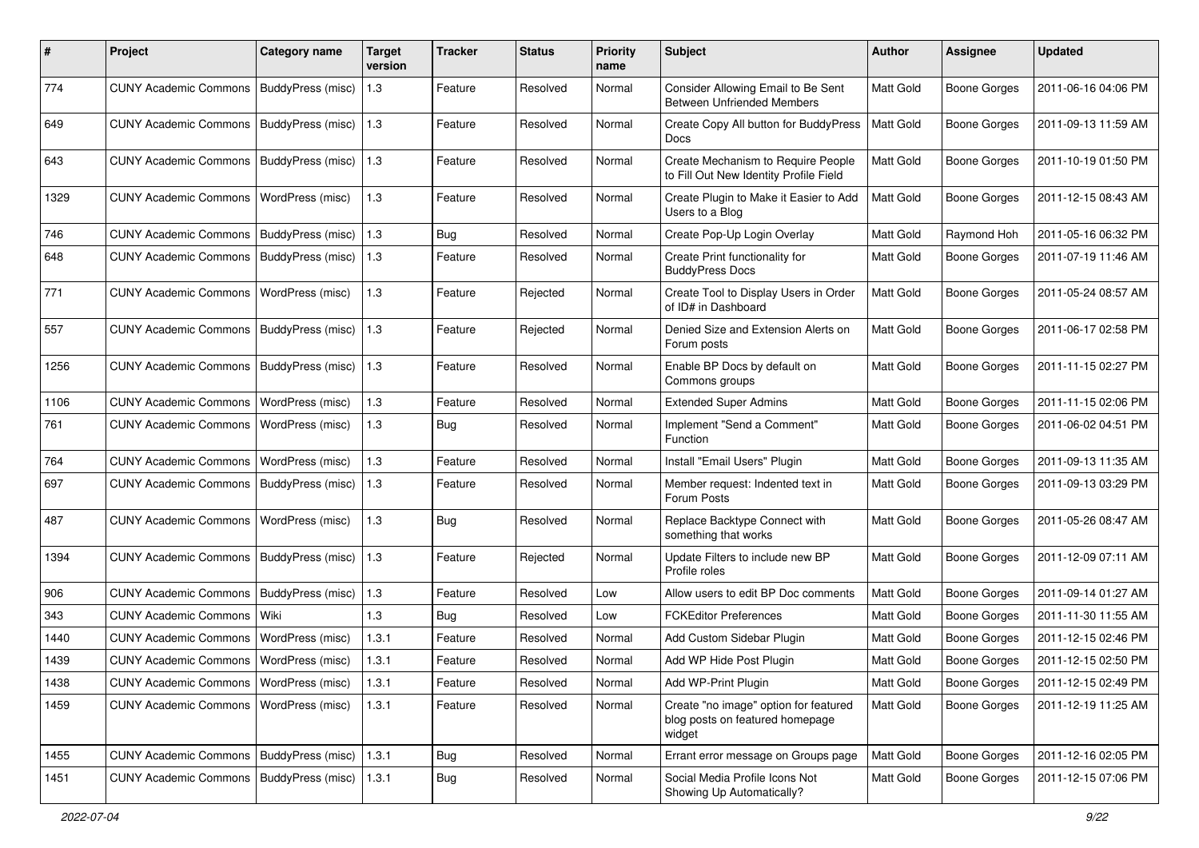| # | Project | Category name | Target version | Tracker | Status | Priority name | Subject | Author | Assignee | Updated |
|---|---|---|---|---|---|---|---|---|---|---|
| 774 | CUNY Academic Commons | BuddyPress (misc) | 1.3 | Feature | Resolved | Normal | Consider Allowing Email to Be Sent Between Unfriended Members | Matt Gold | Boone Gorges | 2011-06-16 04:06 PM |
| 649 | CUNY Academic Commons | BuddyPress (misc) | 1.3 | Feature | Resolved | Normal | Create Copy All button for BuddyPress Docs | Matt Gold | Boone Gorges | 2011-09-13 11:59 AM |
| 643 | CUNY Academic Commons | BuddyPress (misc) | 1.3 | Feature | Resolved | Normal | Create Mechanism to Require People to Fill Out New Identity Profile Field | Matt Gold | Boone Gorges | 2011-10-19 01:50 PM |
| 1329 | CUNY Academic Commons | WordPress (misc) | 1.3 | Feature | Resolved | Normal | Create Plugin to Make it Easier to Add Users to a Blog | Matt Gold | Boone Gorges | 2011-12-15 08:43 AM |
| 746 | CUNY Academic Commons | BuddyPress (misc) | 1.3 | Bug | Resolved | Normal | Create Pop-Up Login Overlay | Matt Gold | Raymond Hoh | 2011-05-16 06:32 PM |
| 648 | CUNY Academic Commons | BuddyPress (misc) | 1.3 | Feature | Resolved | Normal | Create Print functionality for BuddyPress Docs | Matt Gold | Boone Gorges | 2011-07-19 11:46 AM |
| 771 | CUNY Academic Commons | WordPress (misc) | 1.3 | Feature | Rejected | Normal | Create Tool to Display Users in Order of ID# in Dashboard | Matt Gold | Boone Gorges | 2011-05-24 08:57 AM |
| 557 | CUNY Academic Commons | BuddyPress (misc) | 1.3 | Feature | Rejected | Normal | Denied Size and Extension Alerts on Forum posts | Matt Gold | Boone Gorges | 2011-06-17 02:58 PM |
| 1256 | CUNY Academic Commons | BuddyPress (misc) | 1.3 | Feature | Resolved | Normal | Enable BP Docs by default on Commons groups | Matt Gold | Boone Gorges | 2011-11-15 02:27 PM |
| 1106 | CUNY Academic Commons | WordPress (misc) | 1.3 | Feature | Resolved | Normal | Extended Super Admins | Matt Gold | Boone Gorges | 2011-11-15 02:06 PM |
| 761 | CUNY Academic Commons | WordPress (misc) | 1.3 | Bug | Resolved | Normal | Implement "Send a Comment" Function | Matt Gold | Boone Gorges | 2011-06-02 04:51 PM |
| 764 | CUNY Academic Commons | WordPress (misc) | 1.3 | Feature | Resolved | Normal | Install "Email Users" Plugin | Matt Gold | Boone Gorges | 2011-09-13 11:35 AM |
| 697 | CUNY Academic Commons | BuddyPress (misc) | 1.3 | Feature | Resolved | Normal | Member request: Indented text in Forum Posts | Matt Gold | Boone Gorges | 2011-09-13 03:29 PM |
| 487 | CUNY Academic Commons | WordPress (misc) | 1.3 | Bug | Resolved | Normal | Replace Backtype Connect with something that works | Matt Gold | Boone Gorges | 2011-05-26 08:47 AM |
| 1394 | CUNY Academic Commons | BuddyPress (misc) | 1.3 | Feature | Rejected | Normal | Update Filters to include new BP Profile roles | Matt Gold | Boone Gorges | 2011-12-09 07:11 AM |
| 906 | CUNY Academic Commons | BuddyPress (misc) | 1.3 | Feature | Resolved | Low | Allow users to edit BP Doc comments | Matt Gold | Boone Gorges | 2011-09-14 01:27 AM |
| 343 | CUNY Academic Commons | Wiki | 1.3 | Bug | Resolved | Low | FCKEditor Preferences | Matt Gold | Boone Gorges | 2011-11-30 11:55 AM |
| 1440 | CUNY Academic Commons | WordPress (misc) | 1.3.1 | Feature | Resolved | Normal | Add Custom Sidebar Plugin | Matt Gold | Boone Gorges | 2011-12-15 02:46 PM |
| 1439 | CUNY Academic Commons | WordPress (misc) | 1.3.1 | Feature | Resolved | Normal | Add WP Hide Post Plugin | Matt Gold | Boone Gorges | 2011-12-15 02:50 PM |
| 1438 | CUNY Academic Commons | WordPress (misc) | 1.3.1 | Feature | Resolved | Normal | Add WP-Print Plugin | Matt Gold | Boone Gorges | 2011-12-15 02:49 PM |
| 1459 | CUNY Academic Commons | WordPress (misc) | 1.3.1 | Feature | Resolved | Normal | Create "no image" option for featured blog posts on featured homepage widget | Matt Gold | Boone Gorges | 2011-12-19 11:25 AM |
| 1455 | CUNY Academic Commons | BuddyPress (misc) | 1.3.1 | Bug | Resolved | Normal | Errant error message on Groups page | Matt Gold | Boone Gorges | 2011-12-16 02:05 PM |
| 1451 | CUNY Academic Commons | BuddyPress (misc) | 1.3.1 | Bug | Resolved | Normal | Social Media Profile Icons Not Showing Up Automatically? | Matt Gold | Boone Gorges | 2011-12-15 07:06 PM |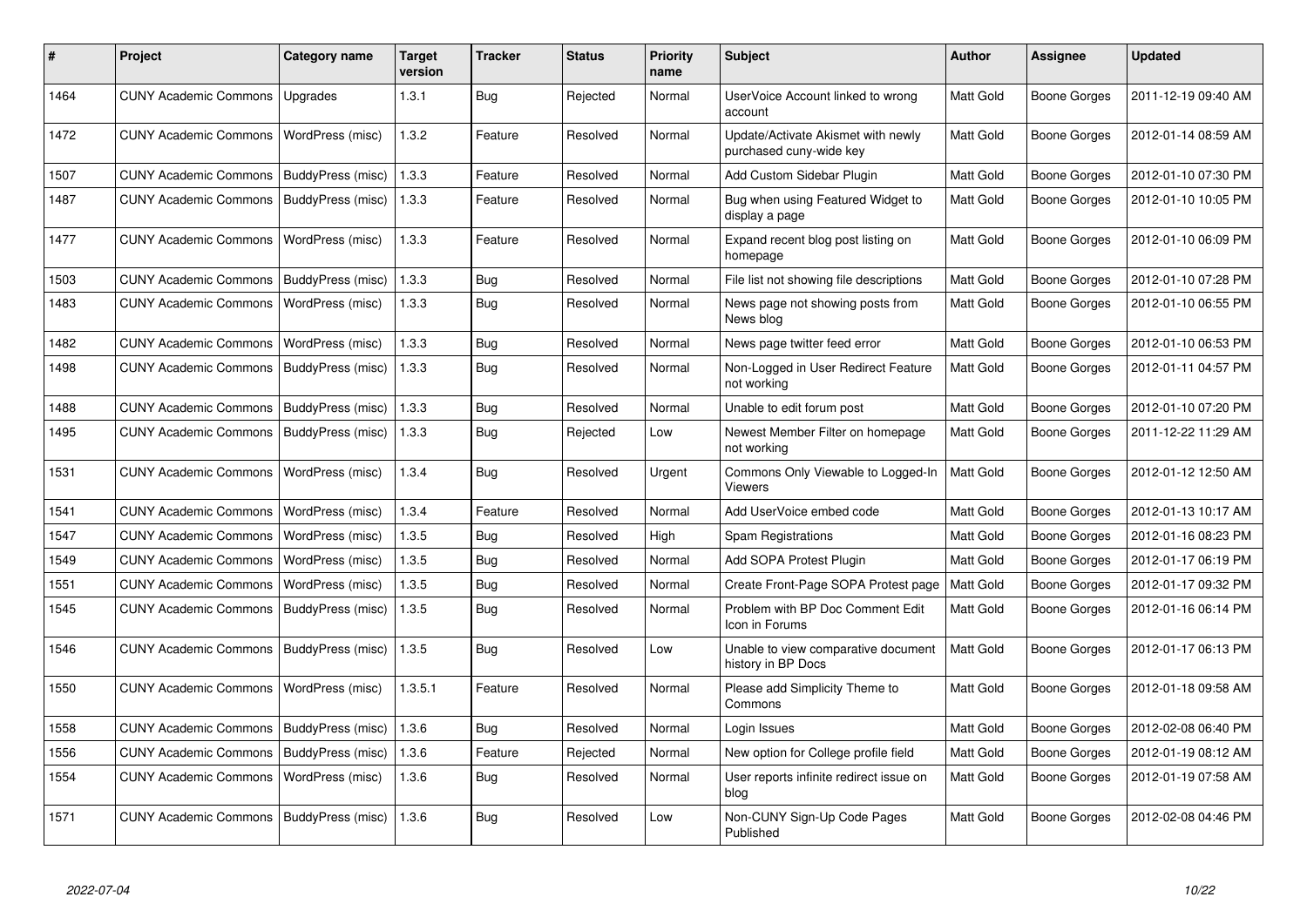| # | Project | Category name | Target version | Tracker | Status | Priority name | Subject | Author | Assignee | Updated |
|---|---|---|---|---|---|---|---|---|---|---|
| 1464 | CUNY Academic Commons | Upgrades | 1.3.1 | Bug | Rejected | Normal | UserVoice Account linked to wrong account | Matt Gold | Boone Gorges | 2011-12-19 09:40 AM |
| 1472 | CUNY Academic Commons | WordPress (misc) | 1.3.2 | Feature | Resolved | Normal | Update/Activate Akismet with newly purchased cuny-wide key | Matt Gold | Boone Gorges | 2012-01-14 08:59 AM |
| 1507 | CUNY Academic Commons | BuddyPress (misc) | 1.3.3 | Feature | Resolved | Normal | Add Custom Sidebar Plugin | Matt Gold | Boone Gorges | 2012-01-10 07:30 PM |
| 1487 | CUNY Academic Commons | BuddyPress (misc) | 1.3.3 | Feature | Resolved | Normal | Bug when using Featured Widget to display a page | Matt Gold | Boone Gorges | 2012-01-10 10:05 PM |
| 1477 | CUNY Academic Commons | WordPress (misc) | 1.3.3 | Feature | Resolved | Normal | Expand recent blog post listing on homepage | Matt Gold | Boone Gorges | 2012-01-10 06:09 PM |
| 1503 | CUNY Academic Commons | BuddyPress (misc) | 1.3.3 | Bug | Resolved | Normal | File list not showing file descriptions | Matt Gold | Boone Gorges | 2012-01-10 07:28 PM |
| 1483 | CUNY Academic Commons | WordPress (misc) | 1.3.3 | Bug | Resolved | Normal | News page not showing posts from News blog | Matt Gold | Boone Gorges | 2012-01-10 06:55 PM |
| 1482 | CUNY Academic Commons | WordPress (misc) | 1.3.3 | Bug | Resolved | Normal | News page twitter feed error | Matt Gold | Boone Gorges | 2012-01-10 06:53 PM |
| 1498 | CUNY Academic Commons | BuddyPress (misc) | 1.3.3 | Bug | Resolved | Normal | Non-Logged in User Redirect Feature not working | Matt Gold | Boone Gorges | 2012-01-11 04:57 PM |
| 1488 | CUNY Academic Commons | BuddyPress (misc) | 1.3.3 | Bug | Resolved | Normal | Unable to edit forum post | Matt Gold | Boone Gorges | 2012-01-10 07:20 PM |
| 1495 | CUNY Academic Commons | BuddyPress (misc) | 1.3.3 | Bug | Rejected | Low | Newest Member Filter on homepage not working | Matt Gold | Boone Gorges | 2011-12-22 11:29 AM |
| 1531 | CUNY Academic Commons | WordPress (misc) | 1.3.4 | Bug | Resolved | Urgent | Commons Only Viewable to Logged-In Viewers | Matt Gold | Boone Gorges | 2012-01-12 12:50 AM |
| 1541 | CUNY Academic Commons | WordPress (misc) | 1.3.4 | Feature | Resolved | Normal | Add UserVoice embed code | Matt Gold | Boone Gorges | 2012-01-13 10:17 AM |
| 1547 | CUNY Academic Commons | WordPress (misc) | 1.3.5 | Bug | Resolved | High | Spam Registrations | Matt Gold | Boone Gorges | 2012-01-16 08:23 PM |
| 1549 | CUNY Academic Commons | WordPress (misc) | 1.3.5 | Bug | Resolved | Normal | Add SOPA Protest Plugin | Matt Gold | Boone Gorges | 2012-01-17 06:19 PM |
| 1551 | CUNY Academic Commons | WordPress (misc) | 1.3.5 | Bug | Resolved | Normal | Create Front-Page SOPA Protest page | Matt Gold | Boone Gorges | 2012-01-17 09:32 PM |
| 1545 | CUNY Academic Commons | BuddyPress (misc) | 1.3.5 | Bug | Resolved | Normal | Problem with BP Doc Comment Edit Icon in Forums | Matt Gold | Boone Gorges | 2012-01-16 06:14 PM |
| 1546 | CUNY Academic Commons | BuddyPress (misc) | 1.3.5 | Bug | Resolved | Low | Unable to view comparative document history in BP Docs | Matt Gold | Boone Gorges | 2012-01-17 06:13 PM |
| 1550 | CUNY Academic Commons | WordPress (misc) | 1.3.5.1 | Feature | Resolved | Normal | Please add Simplicity Theme to Commons | Matt Gold | Boone Gorges | 2012-01-18 09:58 AM |
| 1558 | CUNY Academic Commons | BuddyPress (misc) | 1.3.6 | Bug | Resolved | Normal | Login Issues | Matt Gold | Boone Gorges | 2012-02-08 06:40 PM |
| 1556 | CUNY Academic Commons | BuddyPress (misc) | 1.3.6 | Feature | Rejected | Normal | New option for College profile field | Matt Gold | Boone Gorges | 2012-01-19 08:12 AM |
| 1554 | CUNY Academic Commons | WordPress (misc) | 1.3.6 | Bug | Resolved | Normal | User reports infinite redirect issue on blog | Matt Gold | Boone Gorges | 2012-01-19 07:58 AM |
| 1571 | CUNY Academic Commons | BuddyPress (misc) | 1.3.6 | Bug | Resolved | Low | Non-CUNY Sign-Up Code Pages Published | Matt Gold | Boone Gorges | 2012-02-08 04:46 PM |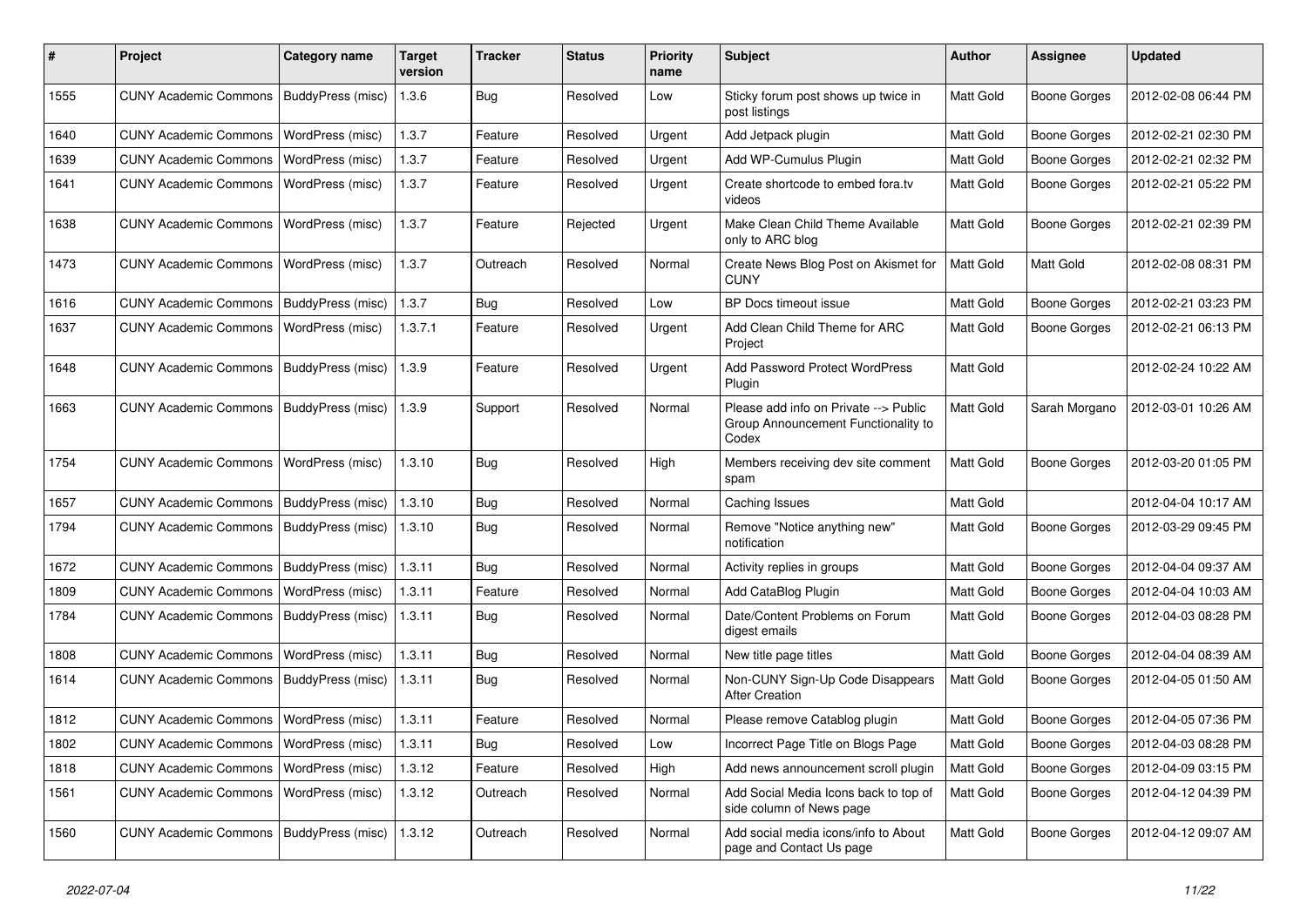| # | Project | Category name | Target version | Tracker | Status | Priority name | Subject | Author | Assignee | Updated |
|---|---|---|---|---|---|---|---|---|---|---|
| 1555 | CUNY Academic Commons | BuddyPress (misc) | 1.3.6 | Bug | Resolved | Low | Sticky forum post shows up twice in post listings | Matt Gold | Boone Gorges | 2012-02-08 06:44 PM |
| 1640 | CUNY Academic Commons | WordPress (misc) | 1.3.7 | Feature | Resolved | Urgent | Add Jetpack plugin | Matt Gold | Boone Gorges | 2012-02-21 02:30 PM |
| 1639 | CUNY Academic Commons | WordPress (misc) | 1.3.7 | Feature | Resolved | Urgent | Add WP-Cumulus Plugin | Matt Gold | Boone Gorges | 2012-02-21 02:32 PM |
| 1641 | CUNY Academic Commons | WordPress (misc) | 1.3.7 | Feature | Resolved | Urgent | Create shortcode to embed fora.tv videos | Matt Gold | Boone Gorges | 2012-02-21 05:22 PM |
| 1638 | CUNY Academic Commons | WordPress (misc) | 1.3.7 | Feature | Rejected | Urgent | Make Clean Child Theme Available only to ARC blog | Matt Gold | Boone Gorges | 2012-02-21 02:39 PM |
| 1473 | CUNY Academic Commons | WordPress (misc) | 1.3.7 | Outreach | Resolved | Normal | Create News Blog Post on Akismet for CUNY | Matt Gold | Matt Gold | 2012-02-08 08:31 PM |
| 1616 | CUNY Academic Commons | BuddyPress (misc) | 1.3.7 | Bug | Resolved | Low | BP Docs timeout issue | Matt Gold | Boone Gorges | 2012-02-21 03:23 PM |
| 1637 | CUNY Academic Commons | WordPress (misc) | 1.3.7.1 | Feature | Resolved | Urgent | Add Clean Child Theme for ARC Project | Matt Gold | Boone Gorges | 2012-02-21 06:13 PM |
| 1648 | CUNY Academic Commons | BuddyPress (misc) | 1.3.9 | Feature | Resolved | Urgent | Add Password Protect WordPress Plugin | Matt Gold | | 2012-02-24 10:22 AM |
| 1663 | CUNY Academic Commons | BuddyPress (misc) | 1.3.9 | Support | Resolved | Normal | Please add info on Private --> Public Group Announcement Functionality to Codex | Matt Gold | Sarah Morgano | 2012-03-01 10:26 AM |
| 1754 | CUNY Academic Commons | WordPress (misc) | 1.3.10 | Bug | Resolved | High | Members receiving dev site comment spam | Matt Gold | Boone Gorges | 2012-03-20 01:05 PM |
| 1657 | CUNY Academic Commons | BuddyPress (misc) | 1.3.10 | Bug | Resolved | Normal | Caching Issues | Matt Gold | | 2012-04-04 10:17 AM |
| 1794 | CUNY Academic Commons | BuddyPress (misc) | 1.3.10 | Bug | Resolved | Normal | Remove "Notice anything new" notification | Matt Gold | Boone Gorges | 2012-03-29 09:45 PM |
| 1672 | CUNY Academic Commons | BuddyPress (misc) | 1.3.11 | Bug | Resolved | Normal | Activity replies in groups | Matt Gold | Boone Gorges | 2012-04-04 09:37 AM |
| 1809 | CUNY Academic Commons | WordPress (misc) | 1.3.11 | Feature | Resolved | Normal | Add CataBlog Plugin | Matt Gold | Boone Gorges | 2012-04-04 10:03 AM |
| 1784 | CUNY Academic Commons | BuddyPress (misc) | 1.3.11 | Bug | Resolved | Normal | Date/Content Problems on Forum digest emails | Matt Gold | Boone Gorges | 2012-04-03 08:28 PM |
| 1808 | CUNY Academic Commons | WordPress (misc) | 1.3.11 | Bug | Resolved | Normal | New title page titles | Matt Gold | Boone Gorges | 2012-04-04 08:39 AM |
| 1614 | CUNY Academic Commons | BuddyPress (misc) | 1.3.11 | Bug | Resolved | Normal | Non-CUNY Sign-Up Code Disappears After Creation | Matt Gold | Boone Gorges | 2012-04-05 01:50 AM |
| 1812 | CUNY Academic Commons | WordPress (misc) | 1.3.11 | Feature | Resolved | Normal | Please remove Catablog plugin | Matt Gold | Boone Gorges | 2012-04-05 07:36 PM |
| 1802 | CUNY Academic Commons | WordPress (misc) | 1.3.11 | Bug | Resolved | Low | Incorrect Page Title on Blogs Page | Matt Gold | Boone Gorges | 2012-04-03 08:28 PM |
| 1818 | CUNY Academic Commons | WordPress (misc) | 1.3.12 | Feature | Resolved | High | Add news announcement scroll plugin | Matt Gold | Boone Gorges | 2012-04-09 03:15 PM |
| 1561 | CUNY Academic Commons | WordPress (misc) | 1.3.12 | Outreach | Resolved | Normal | Add Social Media Icons back to top of side column of News page | Matt Gold | Boone Gorges | 2012-04-12 04:39 PM |
| 1560 | CUNY Academic Commons | BuddyPress (misc) | 1.3.12 | Outreach | Resolved | Normal | Add social media icons/info to About page and Contact Us page | Matt Gold | Boone Gorges | 2012-04-12 09:07 AM |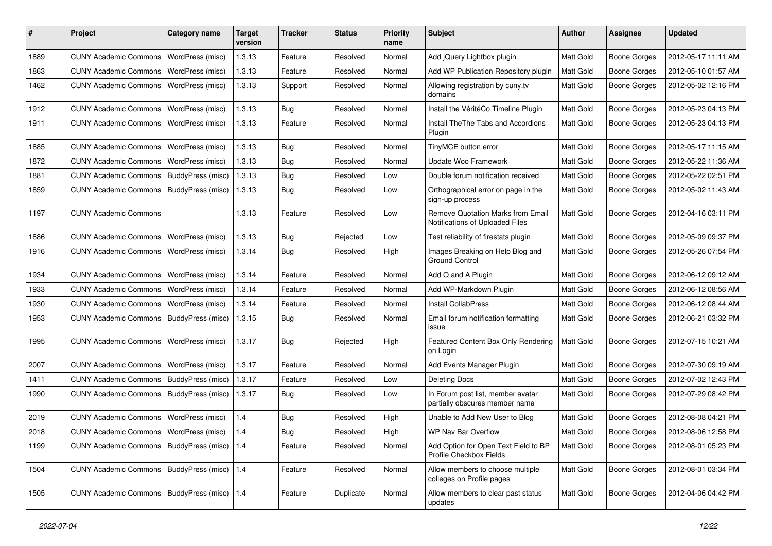| # | Project | Category name | Target version | Tracker | Status | Priority name | Subject | Author | Assignee | Updated |
|---|---|---|---|---|---|---|---|---|---|---|
| 1889 | CUNY Academic Commons | WordPress (misc) | 1.3.13 | Feature | Resolved | Normal | Add jQuery Lightbox plugin | Matt Gold | Boone Gorges | 2012-05-17 11:11 AM |
| 1863 | CUNY Academic Commons | WordPress (misc) | 1.3.13 | Feature | Resolved | Normal | Add WP Publication Repository plugin | Matt Gold | Boone Gorges | 2012-05-10 01:57 AM |
| 1462 | CUNY Academic Commons | WordPress (misc) | 1.3.13 | Support | Resolved | Normal | Allowing registration by cuny.tv domains | Matt Gold | Boone Gorges | 2012-05-02 12:16 PM |
| 1912 | CUNY Academic Commons | WordPress (misc) | 1.3.13 | Bug | Resolved | Normal | Install the VéritéCo Timeline Plugin | Matt Gold | Boone Gorges | 2012-05-23 04:13 PM |
| 1911 | CUNY Academic Commons | WordPress (misc) | 1.3.13 | Feature | Resolved | Normal | Install TheThe Tabs and Accordions Plugin | Matt Gold | Boone Gorges | 2012-05-23 04:13 PM |
| 1885 | CUNY Academic Commons | WordPress (misc) | 1.3.13 | Bug | Resolved | Normal | TinyMCE button error | Matt Gold | Boone Gorges | 2012-05-17 11:15 AM |
| 1872 | CUNY Academic Commons | WordPress (misc) | 1.3.13 | Bug | Resolved | Normal | Update Woo Framework | Matt Gold | Boone Gorges | 2012-05-22 11:36 AM |
| 1881 | CUNY Academic Commons | BuddyPress (misc) | 1.3.13 | Bug | Resolved | Low | Double forum notification received | Matt Gold | Boone Gorges | 2012-05-22 02:51 PM |
| 1859 | CUNY Academic Commons | BuddyPress (misc) | 1.3.13 | Bug | Resolved | Low | Orthographical error on page in the sign-up process | Matt Gold | Boone Gorges | 2012-05-02 11:43 AM |
| 1197 | CUNY Academic Commons | | 1.3.13 | Feature | Resolved | Low | Remove Quotation Marks from Email Notifications of Uploaded Files | Matt Gold | Boone Gorges | 2012-04-16 03:11 PM |
| 1886 | CUNY Academic Commons | WordPress (misc) | 1.3.13 | Bug | Rejected | Low | Test reliability of firestats plugin | Matt Gold | Boone Gorges | 2012-05-09 09:37 PM |
| 1916 | CUNY Academic Commons | WordPress (misc) | 1.3.14 | Bug | Resolved | High | Images Breaking on Help Blog and Ground Control | Matt Gold | Boone Gorges | 2012-05-26 07:54 PM |
| 1934 | CUNY Academic Commons | WordPress (misc) | 1.3.14 | Feature | Resolved | Normal | Add Q and A Plugin | Matt Gold | Boone Gorges | 2012-06-12 09:12 AM |
| 1933 | CUNY Academic Commons | WordPress (misc) | 1.3.14 | Feature | Resolved | Normal | Add WP-Markdown Plugin | Matt Gold | Boone Gorges | 2012-06-12 08:56 AM |
| 1930 | CUNY Academic Commons | WordPress (misc) | 1.3.14 | Feature | Resolved | Normal | Install CollabPress | Matt Gold | Boone Gorges | 2012-06-12 08:44 AM |
| 1953 | CUNY Academic Commons | BuddyPress (misc) | 1.3.15 | Bug | Resolved | Normal | Email forum notification formatting issue | Matt Gold | Boone Gorges | 2012-06-21 03:32 PM |
| 1995 | CUNY Academic Commons | WordPress (misc) | 1.3.17 | Bug | Rejected | High | Featured Content Box Only Rendering on Login | Matt Gold | Boone Gorges | 2012-07-15 10:21 AM |
| 2007 | CUNY Academic Commons | WordPress (misc) | 1.3.17 | Feature | Resolved | Normal | Add Events Manager Plugin | Matt Gold | Boone Gorges | 2012-07-30 09:19 AM |
| 1411 | CUNY Academic Commons | BuddyPress (misc) | 1.3.17 | Feature | Resolved | Low | Deleting Docs | Matt Gold | Boone Gorges | 2012-07-02 12:43 PM |
| 1990 | CUNY Academic Commons | BuddyPress (misc) | 1.3.17 | Bug | Resolved | Low | In Forum post list, member avatar partially obscures member name | Matt Gold | Boone Gorges | 2012-07-29 08:42 PM |
| 2019 | CUNY Academic Commons | WordPress (misc) | 1.4 | Bug | Resolved | High | Unable to Add New User to Blog | Matt Gold | Boone Gorges | 2012-08-08 04:21 PM |
| 2018 | CUNY Academic Commons | WordPress (misc) | 1.4 | Bug | Resolved | High | WP Nav Bar Overflow | Matt Gold | Boone Gorges | 2012-08-06 12:58 PM |
| 1199 | CUNY Academic Commons | BuddyPress (misc) | 1.4 | Feature | Resolved | Normal | Add Option for Open Text Field to BP Profile Checkbox Fields | Matt Gold | Boone Gorges | 2012-08-01 05:23 PM |
| 1504 | CUNY Academic Commons | BuddyPress (misc) | 1.4 | Feature | Resolved | Normal | Allow members to choose multiple colleges on Profile pages | Matt Gold | Boone Gorges | 2012-08-01 03:34 PM |
| 1505 | CUNY Academic Commons | BuddyPress (misc) | 1.4 | Feature | Duplicate | Normal | Allow members to clear past status updates | Matt Gold | Boone Gorges | 2012-04-06 04:42 PM |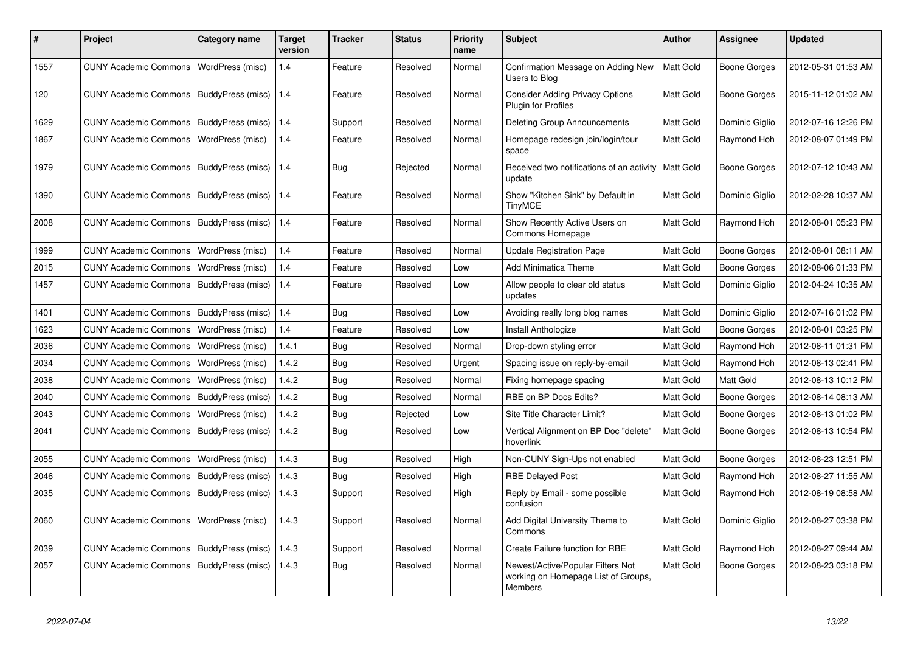| # | Project | Category name | Target version | Tracker | Status | Priority name | Subject | Author | Assignee | Updated |
|---|---|---|---|---|---|---|---|---|---|---|
| 1557 | CUNY Academic Commons | WordPress (misc) | 1.4 | Feature | Resolved | Normal | Confirmation Message on Adding New Users to Blog | Matt Gold | Boone Gorges | 2012-05-31 01:53 AM |
| 120 | CUNY Academic Commons | BuddyPress (misc) | 1.4 | Feature | Resolved | Normal | Consider Adding Privacy Options Plugin for Profiles | Matt Gold | Boone Gorges | 2015-11-12 01:02 AM |
| 1629 | CUNY Academic Commons | BuddyPress (misc) | 1.4 | Support | Resolved | Normal | Deleting Group Announcements | Matt Gold | Dominic Giglio | 2012-07-16 12:26 PM |
| 1867 | CUNY Academic Commons | WordPress (misc) | 1.4 | Feature | Resolved | Normal | Homepage redesign join/login/tour space | Matt Gold | Raymond Hoh | 2012-08-07 01:49 PM |
| 1979 | CUNY Academic Commons | BuddyPress (misc) | 1.4 | Bug | Rejected | Normal | Received two notifications of an activity update | Matt Gold | Boone Gorges | 2012-07-12 10:43 AM |
| 1390 | CUNY Academic Commons | BuddyPress (misc) | 1.4 | Feature | Resolved | Normal | Show "Kitchen Sink" by Default in TinyMCE | Matt Gold | Dominic Giglio | 2012-02-28 10:37 AM |
| 2008 | CUNY Academic Commons | BuddyPress (misc) | 1.4 | Feature | Resolved | Normal | Show Recently Active Users on Commons Homepage | Matt Gold | Raymond Hoh | 2012-08-01 05:23 PM |
| 1999 | CUNY Academic Commons | WordPress (misc) | 1.4 | Feature | Resolved | Normal | Update Registration Page | Matt Gold | Boone Gorges | 2012-08-01 08:11 AM |
| 2015 | CUNY Academic Commons | WordPress (misc) | 1.4 | Feature | Resolved | Low | Add Minimatica Theme | Matt Gold | Boone Gorges | 2012-08-06 01:33 PM |
| 1457 | CUNY Academic Commons | BuddyPress (misc) | 1.4 | Feature | Resolved | Low | Allow people to clear old status updates | Matt Gold | Dominic Giglio | 2012-04-24 10:35 AM |
| 1401 | CUNY Academic Commons | BuddyPress (misc) | 1.4 | Bug | Resolved | Low | Avoiding really long blog names | Matt Gold | Dominic Giglio | 2012-07-16 01:02 PM |
| 1623 | CUNY Academic Commons | WordPress (misc) | 1.4 | Feature | Resolved | Low | Install Anthologize | Matt Gold | Boone Gorges | 2012-08-01 03:25 PM |
| 2036 | CUNY Academic Commons | WordPress (misc) | 1.4.1 | Bug | Resolved | Normal | Drop-down styling error | Matt Gold | Raymond Hoh | 2012-08-11 01:31 PM |
| 2034 | CUNY Academic Commons | WordPress (misc) | 1.4.2 | Bug | Resolved | Urgent | Spacing issue on reply-by-email | Matt Gold | Raymond Hoh | 2012-08-13 02:41 PM |
| 2038 | CUNY Academic Commons | WordPress (misc) | 1.4.2 | Bug | Resolved | Normal | Fixing homepage spacing | Matt Gold | Matt Gold | 2012-08-13 10:12 PM |
| 2040 | CUNY Academic Commons | BuddyPress (misc) | 1.4.2 | Bug | Resolved | Normal | RBE on BP Docs Edits? | Matt Gold | Boone Gorges | 2012-08-14 08:13 AM |
| 2043 | CUNY Academic Commons | WordPress (misc) | 1.4.2 | Bug | Rejected | Low | Site Title Character Limit? | Matt Gold | Boone Gorges | 2012-08-13 01:02 PM |
| 2041 | CUNY Academic Commons | BuddyPress (misc) | 1.4.2 | Bug | Resolved | Low | Vertical Alignment on BP Doc "delete" hoverlink | Matt Gold | Boone Gorges | 2012-08-13 10:54 PM |
| 2055 | CUNY Academic Commons | WordPress (misc) | 1.4.3 | Bug | Resolved | High | Non-CUNY Sign-Ups not enabled | Matt Gold | Boone Gorges | 2012-08-23 12:51 PM |
| 2046 | CUNY Academic Commons | BuddyPress (misc) | 1.4.3 | Bug | Resolved | High | RBE Delayed Post | Matt Gold | Raymond Hoh | 2012-08-27 11:55 AM |
| 2035 | CUNY Academic Commons | BuddyPress (misc) | 1.4.3 | Support | Resolved | High | Reply by Email - some possible confusion | Matt Gold | Raymond Hoh | 2012-08-19 08:58 AM |
| 2060 | CUNY Academic Commons | WordPress (misc) | 1.4.3 | Support | Resolved | Normal | Add Digital University Theme to Commons | Matt Gold | Dominic Giglio | 2012-08-27 03:38 PM |
| 2039 | CUNY Academic Commons | BuddyPress (misc) | 1.4.3 | Support | Resolved | Normal | Create Failure function for RBE | Matt Gold | Raymond Hoh | 2012-08-27 09:44 AM |
| 2057 | CUNY Academic Commons | BuddyPress (misc) | 1.4.3 | Bug | Resolved | Normal | Newest/Active/Popular Filters Not working on Homepage List of Groups, Members | Matt Gold | Boone Gorges | 2012-08-23 03:18 PM |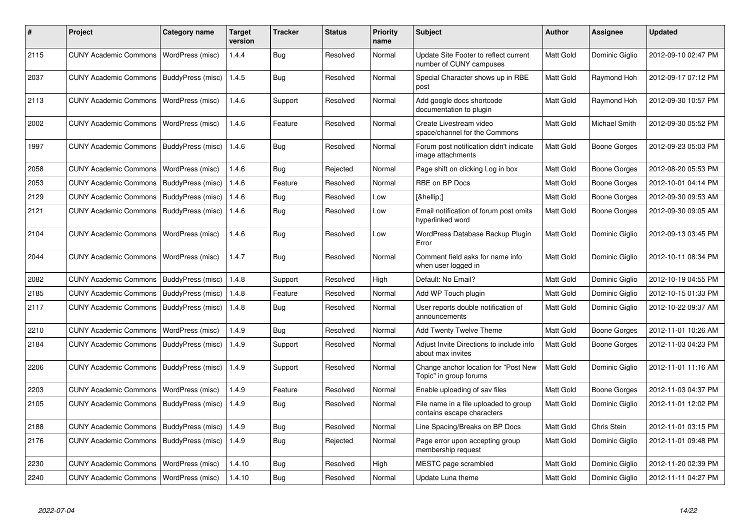| # | Project | Category name | Target version | Tracker | Status | Priority name | Subject | Author | Assignee | Updated |
|---|---|---|---|---|---|---|---|---|---|---|
| 2115 | CUNY Academic Commons | WordPress (misc) | 1.4.4 | Bug | Resolved | Normal | Update Site Footer to reflect current number of CUNY campuses | Matt Gold | Dominic Giglio | 2012-09-10 02:47 PM |
| 2037 | CUNY Academic Commons | BuddyPress (misc) | 1.4.5 | Bug | Resolved | Normal | Special Character shows up in RBE post | Matt Gold | Raymond Hoh | 2012-09-17 07:12 PM |
| 2113 | CUNY Academic Commons | WordPress (misc) | 1.4.6 | Support | Resolved | Normal | Add google docs shortcode documentation to plugin | Matt Gold | Raymond Hoh | 2012-09-30 10:57 PM |
| 2002 | CUNY Academic Commons | WordPress (misc) | 1.4.6 | Feature | Resolved | Normal | Create Livestream video space/channel for the Commons | Matt Gold | Michael Smith | 2012-09-30 05:52 PM |
| 1997 | CUNY Academic Commons | BuddyPress (misc) | 1.4.6 | Bug | Resolved | Normal | Forum post notification didn't indicate image attachments | Matt Gold | Boone Gorges | 2012-09-23 05:03 PM |
| 2058 | CUNY Academic Commons | WordPress (misc) | 1.4.6 | Bug | Rejected | Normal | Page shift on clicking Log in box | Matt Gold | Boone Gorges | 2012-08-20 05:53 PM |
| 2053 | CUNY Academic Commons | BuddyPress (misc) | 1.4.6 | Feature | Resolved | Normal | RBE on BP Docs | Matt Gold | Boone Gorges | 2012-10-01 04:14 PM |
| 2129 | CUNY Academic Commons | BuddyPress (misc) | 1.4.6 | Bug | Resolved | Low | [&hellip;] | Matt Gold | Boone Gorges | 2012-09-30 09:53 AM |
| 2121 | CUNY Academic Commons | BuddyPress (misc) | 1.4.6 | Bug | Resolved | Low | Email notification of forum post omits hyperlinked word | Matt Gold | Boone Gorges | 2012-09-30 09:05 AM |
| 2104 | CUNY Academic Commons | WordPress (misc) | 1.4.6 | Bug | Resolved | Low | WordPress Database Backup Plugin Error | Matt Gold | Dominic Giglio | 2012-09-13 03:45 PM |
| 2044 | CUNY Academic Commons | WordPress (misc) | 1.4.7 | Bug | Resolved | Normal | Comment field asks for name info when user logged in | Matt Gold | Dominic Giglio | 2012-10-11 08:34 PM |
| 2082 | CUNY Academic Commons | BuddyPress (misc) | 1.4.8 | Support | Resolved | High | Default: No Email? | Matt Gold | Dominic Giglio | 2012-10-19 04:55 PM |
| 2185 | CUNY Academic Commons | BuddyPress (misc) | 1.4.8 | Feature | Resolved | Normal | Add WP Touch plugin | Matt Gold | Dominic Giglio | 2012-10-15 01:33 PM |
| 2117 | CUNY Academic Commons | BuddyPress (misc) | 1.4.8 | Bug | Resolved | Normal | User reports double notification of announcements | Matt Gold | Dominic Giglio | 2012-10-22 09:37 AM |
| 2210 | CUNY Academic Commons | WordPress (misc) | 1.4.9 | Bug | Resolved | Normal | Add Twenty Twelve Theme | Matt Gold | Boone Gorges | 2012-11-01 10:26 AM |
| 2184 | CUNY Academic Commons | BuddyPress (misc) | 1.4.9 | Support | Resolved | Normal | Adjust Invite Directions to include info about max invites | Matt Gold | Boone Gorges | 2012-11-03 04:23 PM |
| 2206 | CUNY Academic Commons | BuddyPress (misc) | 1.4.9 | Support | Resolved | Normal | Change anchor location for "Post New Topic" in group forums | Matt Gold | Dominic Giglio | 2012-11-01 11:16 AM |
| 2203 | CUNY Academic Commons | WordPress (misc) | 1.4.9 | Feature | Resolved | Normal | Enable uploading of sav files | Matt Gold | Boone Gorges | 2012-11-03 04:37 PM |
| 2105 | CUNY Academic Commons | BuddyPress (misc) | 1.4.9 | Bug | Resolved | Normal | File name in a file uploaded to group contains escape characters | Matt Gold | Dominic Giglio | 2012-11-01 12:02 PM |
| 2188 | CUNY Academic Commons | BuddyPress (misc) | 1.4.9 | Bug | Resolved | Normal | Line Spacing/Breaks on BP Docs | Matt Gold | Chris Stein | 2012-11-01 03:15 PM |
| 2176 | CUNY Academic Commons | BuddyPress (misc) | 1.4.9 | Bug | Rejected | Normal | Page error upon accepting group membership request | Matt Gold | Dominic Giglio | 2012-11-01 09:48 PM |
| 2230 | CUNY Academic Commons | WordPress (misc) | 1.4.10 | Bug | Resolved | High | MESTC page scrambled | Matt Gold | Dominic Giglio | 2012-11-20 02:39 PM |
| 2240 | CUNY Academic Commons | WordPress (misc) | 1.4.10 | Bug | Resolved | Normal | Update Luna theme | Matt Gold | Dominic Giglio | 2012-11-11 04:27 PM |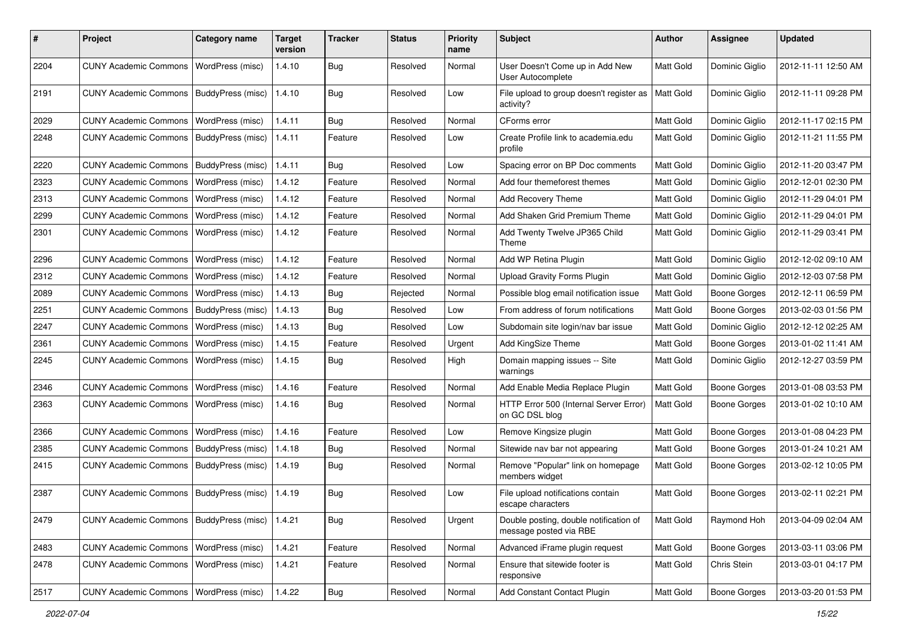| # | Project | Category name | Target version | Tracker | Status | Priority name | Subject | Author | Assignee | Updated |
|---|---|---|---|---|---|---|---|---|---|---|
| 2204 | CUNY Academic Commons | WordPress (misc) | 1.4.10 | Bug | Resolved | Normal | User Doesn't Come up in Add New User Autocomplete | Matt Gold | Dominic Giglio | 2012-11-11 12:50 AM |
| 2191 | CUNY Academic Commons | BuddyPress (misc) | 1.4.10 | Bug | Resolved | Low | File upload to group doesn't register as activity? | Matt Gold | Dominic Giglio | 2012-11-11 09:28 PM |
| 2029 | CUNY Academic Commons | WordPress (misc) | 1.4.11 | Bug | Resolved | Normal | CForms error | Matt Gold | Dominic Giglio | 2012-11-17 02:15 PM |
| 2248 | CUNY Academic Commons | BuddyPress (misc) | 1.4.11 | Feature | Resolved | Low | Create Profile link to academia.edu profile | Matt Gold | Dominic Giglio | 2012-11-21 11:55 PM |
| 2220 | CUNY Academic Commons | BuddyPress (misc) | 1.4.11 | Bug | Resolved | Low | Spacing error on BP Doc comments | Matt Gold | Dominic Giglio | 2012-11-20 03:47 PM |
| 2323 | CUNY Academic Commons | WordPress (misc) | 1.4.12 | Feature | Resolved | Normal | Add four themeforest themes | Matt Gold | Dominic Giglio | 2012-12-01 02:30 PM |
| 2313 | CUNY Academic Commons | WordPress (misc) | 1.4.12 | Feature | Resolved | Normal | Add Recovery Theme | Matt Gold | Dominic Giglio | 2012-11-29 04:01 PM |
| 2299 | CUNY Academic Commons | WordPress (misc) | 1.4.12 | Feature | Resolved | Normal | Add Shaken Grid Premium Theme | Matt Gold | Dominic Giglio | 2012-11-29 04:01 PM |
| 2301 | CUNY Academic Commons | WordPress (misc) | 1.4.12 | Feature | Resolved | Normal | Add Twenty Twelve JP365 Child Theme | Matt Gold | Dominic Giglio | 2012-11-29 03:41 PM |
| 2296 | CUNY Academic Commons | WordPress (misc) | 1.4.12 | Feature | Resolved | Normal | Add WP Retina Plugin | Matt Gold | Dominic Giglio | 2012-12-02 09:10 AM |
| 2312 | CUNY Academic Commons | WordPress (misc) | 1.4.12 | Feature | Resolved | Normal | Upload Gravity Forms Plugin | Matt Gold | Dominic Giglio | 2012-12-03 07:58 PM |
| 2089 | CUNY Academic Commons | WordPress (misc) | 1.4.13 | Bug | Rejected | Normal | Possible blog email notification issue | Matt Gold | Boone Gorges | 2012-12-11 06:59 PM |
| 2251 | CUNY Academic Commons | BuddyPress (misc) | 1.4.13 | Bug | Resolved | Low | From address of forum notifications | Matt Gold | Boone Gorges | 2013-02-03 01:56 PM |
| 2247 | CUNY Academic Commons | WordPress (misc) | 1.4.13 | Bug | Resolved | Low | Subdomain site login/nav bar issue | Matt Gold | Dominic Giglio | 2012-12-12 02:25 AM |
| 2361 | CUNY Academic Commons | WordPress (misc) | 1.4.15 | Feature | Resolved | Urgent | Add KingSize Theme | Matt Gold | Boone Gorges | 2013-01-02 11:41 AM |
| 2245 | CUNY Academic Commons | WordPress (misc) | 1.4.15 | Bug | Resolved | High | Domain mapping issues -- Site warnings | Matt Gold | Dominic Giglio | 2012-12-27 03:59 PM |
| 2346 | CUNY Academic Commons | WordPress (misc) | 1.4.16 | Feature | Resolved | Normal | Add Enable Media Replace Plugin | Matt Gold | Boone Gorges | 2013-01-08 03:53 PM |
| 2363 | CUNY Academic Commons | WordPress (misc) | 1.4.16 | Bug | Resolved | Normal | HTTP Error 500 (Internal Server Error) on GC DSL blog | Matt Gold | Boone Gorges | 2013-01-02 10:10 AM |
| 2366 | CUNY Academic Commons | WordPress (misc) | 1.4.16 | Feature | Resolved | Low | Remove Kingsize plugin | Matt Gold | Boone Gorges | 2013-01-08 04:23 PM |
| 2385 | CUNY Academic Commons | BuddyPress (misc) | 1.4.18 | Bug | Resolved | Normal | Sitewide nav bar not appearing | Matt Gold | Boone Gorges | 2013-01-24 10:21 AM |
| 2415 | CUNY Academic Commons | BuddyPress (misc) | 1.4.19 | Bug | Resolved | Normal | Remove "Popular" link on homepage members widget | Matt Gold | Boone Gorges | 2013-02-12 10:05 PM |
| 2387 | CUNY Academic Commons | BuddyPress (misc) | 1.4.19 | Bug | Resolved | Low | File upload notifications contain escape characters | Matt Gold | Boone Gorges | 2013-02-11 02:21 PM |
| 2479 | CUNY Academic Commons | BuddyPress (misc) | 1.4.21 | Bug | Resolved | Urgent | Double posting, double notification of message posted via RBE | Matt Gold | Raymond Hoh | 2013-04-09 02:04 AM |
| 2483 | CUNY Academic Commons | WordPress (misc) | 1.4.21 | Feature | Resolved | Normal | Advanced iFrame plugin request | Matt Gold | Boone Gorges | 2013-03-11 03:06 PM |
| 2478 | CUNY Academic Commons | WordPress (misc) | 1.4.21 | Feature | Resolved | Normal | Ensure that sitewide footer is responsive | Matt Gold | Chris Stein | 2013-03-01 04:17 PM |
| 2517 | CUNY Academic Commons | WordPress (misc) | 1.4.22 | Bug | Resolved | Normal | Add Constant Contact Plugin | Matt Gold | Boone Gorges | 2013-03-20 01:53 PM |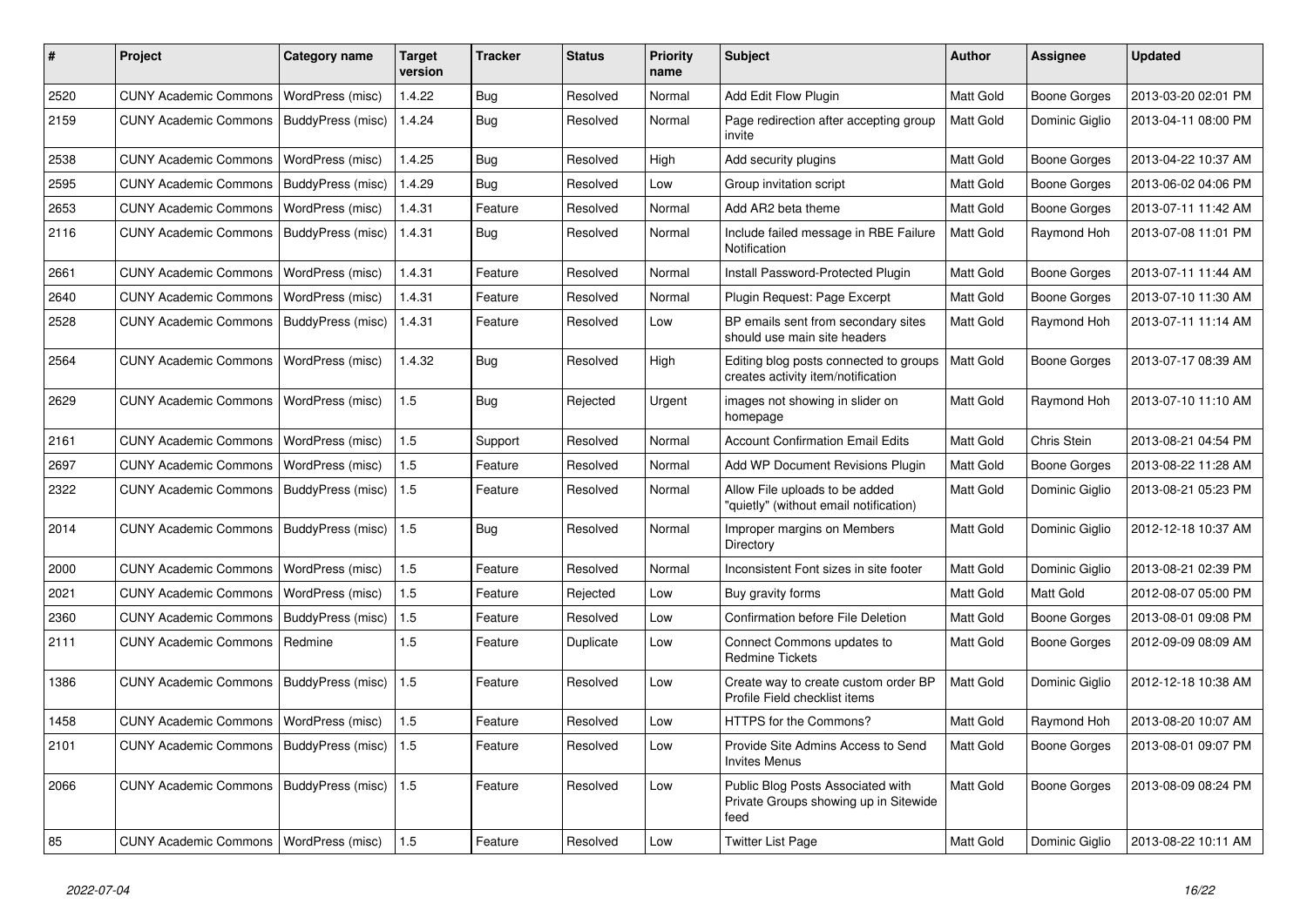| # | Project | Category name | Target version | Tracker | Status | Priority name | Subject | Author | Assignee | Updated |
|---|---|---|---|---|---|---|---|---|---|---|
| 2520 | CUNY Academic Commons | WordPress (misc) | 1.4.22 | Bug | Resolved | Normal | Add Edit Flow Plugin | Matt Gold | Boone Gorges | 2013-03-20 02:01 PM |
| 2159 | CUNY Academic Commons | BuddyPress (misc) | 1.4.24 | Bug | Resolved | Normal | Page redirection after accepting group invite | Matt Gold | Dominic Giglio | 2013-04-11 08:00 PM |
| 2538 | CUNY Academic Commons | WordPress (misc) | 1.4.25 | Bug | Resolved | High | Add security plugins | Matt Gold | Boone Gorges | 2013-04-22 10:37 AM |
| 2595 | CUNY Academic Commons | BuddyPress (misc) | 1.4.29 | Bug | Resolved | Low | Group invitation script | Matt Gold | Boone Gorges | 2013-06-02 04:06 PM |
| 2653 | CUNY Academic Commons | WordPress (misc) | 1.4.31 | Feature | Resolved | Normal | Add AR2 beta theme | Matt Gold | Boone Gorges | 2013-07-11 11:42 AM |
| 2116 | CUNY Academic Commons | BuddyPress (misc) | 1.4.31 | Bug | Resolved | Normal | Include failed message in RBE Failure Notification | Matt Gold | Raymond Hoh | 2013-07-08 11:01 PM |
| 2661 | CUNY Academic Commons | WordPress (misc) | 1.4.31 | Feature | Resolved | Normal | Install Password-Protected Plugin | Matt Gold | Boone Gorges | 2013-07-11 11:44 AM |
| 2640 | CUNY Academic Commons | WordPress (misc) | 1.4.31 | Feature | Resolved | Normal | Plugin Request: Page Excerpt | Matt Gold | Boone Gorges | 2013-07-10 11:30 AM |
| 2528 | CUNY Academic Commons | BuddyPress (misc) | 1.4.31 | Feature | Resolved | Low | BP emails sent from secondary sites should use main site headers | Matt Gold | Raymond Hoh | 2013-07-11 11:14 AM |
| 2564 | CUNY Academic Commons | WordPress (misc) | 1.4.32 | Bug | Resolved | High | Editing blog posts connected to groups creates activity item/notification | Matt Gold | Boone Gorges | 2013-07-17 08:39 AM |
| 2629 | CUNY Academic Commons | WordPress (misc) | 1.5 | Bug | Rejected | Urgent | images not showing in slider on homepage | Matt Gold | Raymond Hoh | 2013-07-10 11:10 AM |
| 2161 | CUNY Academic Commons | WordPress (misc) | 1.5 | Support | Resolved | Normal | Account Confirmation Email Edits | Matt Gold | Chris Stein | 2013-08-21 04:54 PM |
| 2697 | CUNY Academic Commons | WordPress (misc) | 1.5 | Feature | Resolved | Normal | Add WP Document Revisions Plugin | Matt Gold | Boone Gorges | 2013-08-22 11:28 AM |
| 2322 | CUNY Academic Commons | BuddyPress (misc) | 1.5 | Feature | Resolved | Normal | Allow File uploads to be added "quietly" (without email notification) | Matt Gold | Dominic Giglio | 2013-08-21 05:23 PM |
| 2014 | CUNY Academic Commons | BuddyPress (misc) | 1.5 | Bug | Resolved | Normal | Improper margins on Members Directory | Matt Gold | Dominic Giglio | 2012-12-18 10:37 AM |
| 2000 | CUNY Academic Commons | WordPress (misc) | 1.5 | Feature | Resolved | Normal | Inconsistent Font sizes in site footer | Matt Gold | Dominic Giglio | 2013-08-21 02:39 PM |
| 2021 | CUNY Academic Commons | WordPress (misc) | 1.5 | Feature | Rejected | Low | Buy gravity forms | Matt Gold | Matt Gold | 2012-08-07 05:00 PM |
| 2360 | CUNY Academic Commons | BuddyPress (misc) | 1.5 | Feature | Resolved | Low | Confirmation before File Deletion | Matt Gold | Boone Gorges | 2013-08-01 09:08 PM |
| 2111 | CUNY Academic Commons | Redmine | 1.5 | Feature | Duplicate | Low | Connect Commons updates to Redmine Tickets | Matt Gold | Boone Gorges | 2012-09-09 08:09 AM |
| 1386 | CUNY Academic Commons | BuddyPress (misc) | 1.5 | Feature | Resolved | Low | Create way to create custom order BP Profile Field checklist items | Matt Gold | Dominic Giglio | 2012-12-18 10:38 AM |
| 1458 | CUNY Academic Commons | WordPress (misc) | 1.5 | Feature | Resolved | Low | HTTPS for the Commons? | Matt Gold | Raymond Hoh | 2013-08-20 10:07 AM |
| 2101 | CUNY Academic Commons | BuddyPress (misc) | 1.5 | Feature | Resolved | Low | Provide Site Admins Access to Send Invites Menus | Matt Gold | Boone Gorges | 2013-08-01 09:07 PM |
| 2066 | CUNY Academic Commons | BuddyPress (misc) | 1.5 | Feature | Resolved | Low | Public Blog Posts Associated with Private Groups showing up in Sitewide feed | Matt Gold | Boone Gorges | 2013-08-09 08:24 PM |
| 85 | CUNY Academic Commons | WordPress (misc) | 1.5 | Feature | Resolved | Low | Twitter List Page | Matt Gold | Dominic Giglio | 2013-08-22 10:11 AM |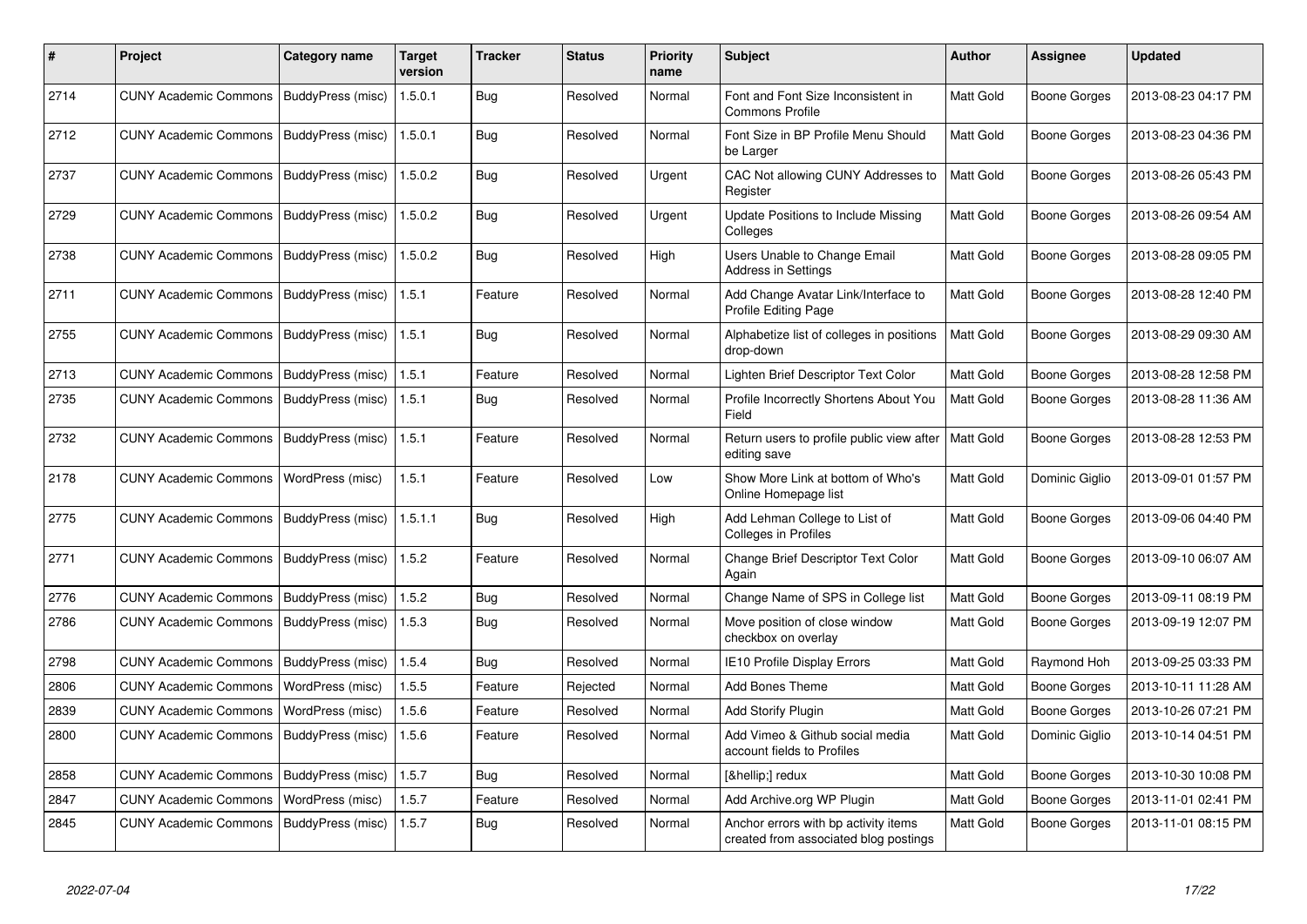| # | Project | Category name | Target version | Tracker | Status | Priority name | Subject | Author | Assignee | Updated |
|---|---|---|---|---|---|---|---|---|---|---|
| 2714 | CUNY Academic Commons | BuddyPress (misc) | 1.5.0.1 | Bug | Resolved | Normal | Font and Font Size Inconsistent in Commons Profile | Matt Gold | Boone Gorges | 2013-08-23 04:17 PM |
| 2712 | CUNY Academic Commons | BuddyPress (misc) | 1.5.0.1 | Bug | Resolved | Normal | Font Size in BP Profile Menu Should be Larger | Matt Gold | Boone Gorges | 2013-08-23 04:36 PM |
| 2737 | CUNY Academic Commons | BuddyPress (misc) | 1.5.0.2 | Bug | Resolved | Urgent | CAC Not allowing CUNY Addresses to Register | Matt Gold | Boone Gorges | 2013-08-26 05:43 PM |
| 2729 | CUNY Academic Commons | BuddyPress (misc) | 1.5.0.2 | Bug | Resolved | Urgent | Update Positions to Include Missing Colleges | Matt Gold | Boone Gorges | 2013-08-26 09:54 AM |
| 2738 | CUNY Academic Commons | BuddyPress (misc) | 1.5.0.2 | Bug | Resolved | High | Users Unable to Change Email Address in Settings | Matt Gold | Boone Gorges | 2013-08-28 09:05 PM |
| 2711 | CUNY Academic Commons | BuddyPress (misc) | 1.5.1 | Feature | Resolved | Normal | Add Change Avatar Link/Interface to Profile Editing Page | Matt Gold | Boone Gorges | 2013-08-28 12:40 PM |
| 2755 | CUNY Academic Commons | BuddyPress (misc) | 1.5.1 | Bug | Resolved | Normal | Alphabetize list of colleges in positions drop-down | Matt Gold | Boone Gorges | 2013-08-29 09:30 AM |
| 2713 | CUNY Academic Commons | BuddyPress (misc) | 1.5.1 | Feature | Resolved | Normal | Lighten Brief Descriptor Text Color | Matt Gold | Boone Gorges | 2013-08-28 12:58 PM |
| 2735 | CUNY Academic Commons | BuddyPress (misc) | 1.5.1 | Bug | Resolved | Normal | Profile Incorrectly Shortens About You Field | Matt Gold | Boone Gorges | 2013-08-28 11:36 AM |
| 2732 | CUNY Academic Commons | BuddyPress (misc) | 1.5.1 | Feature | Resolved | Normal | Return users to profile public view after editing save | Matt Gold | Boone Gorges | 2013-08-28 12:53 PM |
| 2178 | CUNY Academic Commons | WordPress (misc) | 1.5.1 | Feature | Resolved | Low | Show More Link at bottom of Who's Online Homepage list | Matt Gold | Dominic Giglio | 2013-09-01 01:57 PM |
| 2775 | CUNY Academic Commons | BuddyPress (misc) | 1.5.1.1 | Bug | Resolved | High | Add Lehman College to List of Colleges in Profiles | Matt Gold | Boone Gorges | 2013-09-06 04:40 PM |
| 2771 | CUNY Academic Commons | BuddyPress (misc) | 1.5.2 | Feature | Resolved | Normal | Change Brief Descriptor Text Color Again | Matt Gold | Boone Gorges | 2013-09-10 06:07 AM |
| 2776 | CUNY Academic Commons | BuddyPress (misc) | 1.5.2 | Bug | Resolved | Normal | Change Name of SPS in College list | Matt Gold | Boone Gorges | 2013-09-11 08:19 PM |
| 2786 | CUNY Academic Commons | BuddyPress (misc) | 1.5.3 | Bug | Resolved | Normal | Move position of close window checkbox on overlay | Matt Gold | Boone Gorges | 2013-09-19 12:07 PM |
| 2798 | CUNY Academic Commons | BuddyPress (misc) | 1.5.4 | Bug | Resolved | Normal | IE10 Profile Display Errors | Matt Gold | Raymond Hoh | 2013-09-25 03:33 PM |
| 2806 | CUNY Academic Commons | WordPress (misc) | 1.5.5 | Feature | Rejected | Normal | Add Bones Theme | Matt Gold | Boone Gorges | 2013-10-11 11:28 AM |
| 2839 | CUNY Academic Commons | WordPress (misc) | 1.5.6 | Feature | Resolved | Normal | Add Storify Plugin | Matt Gold | Boone Gorges | 2013-10-26 07:21 PM |
| 2800 | CUNY Academic Commons | BuddyPress (misc) | 1.5.6 | Feature | Resolved | Normal | Add Vimeo & Github social media account fields to Profiles | Matt Gold | Dominic Giglio | 2013-10-14 04:51 PM |
| 2858 | CUNY Academic Commons | BuddyPress (misc) | 1.5.7 | Bug | Resolved | Normal | [&hellip;] redux | Matt Gold | Boone Gorges | 2013-10-30 10:08 PM |
| 2847 | CUNY Academic Commons | WordPress (misc) | 1.5.7 | Feature | Resolved | Normal | Add Archive.org WP Plugin | Matt Gold | Boone Gorges | 2013-11-01 02:41 PM |
| 2845 | CUNY Academic Commons | BuddyPress (misc) | 1.5.7 | Bug | Resolved | Normal | Anchor errors with bp activity items created from associated blog postings | Matt Gold | Boone Gorges | 2013-11-01 08:15 PM |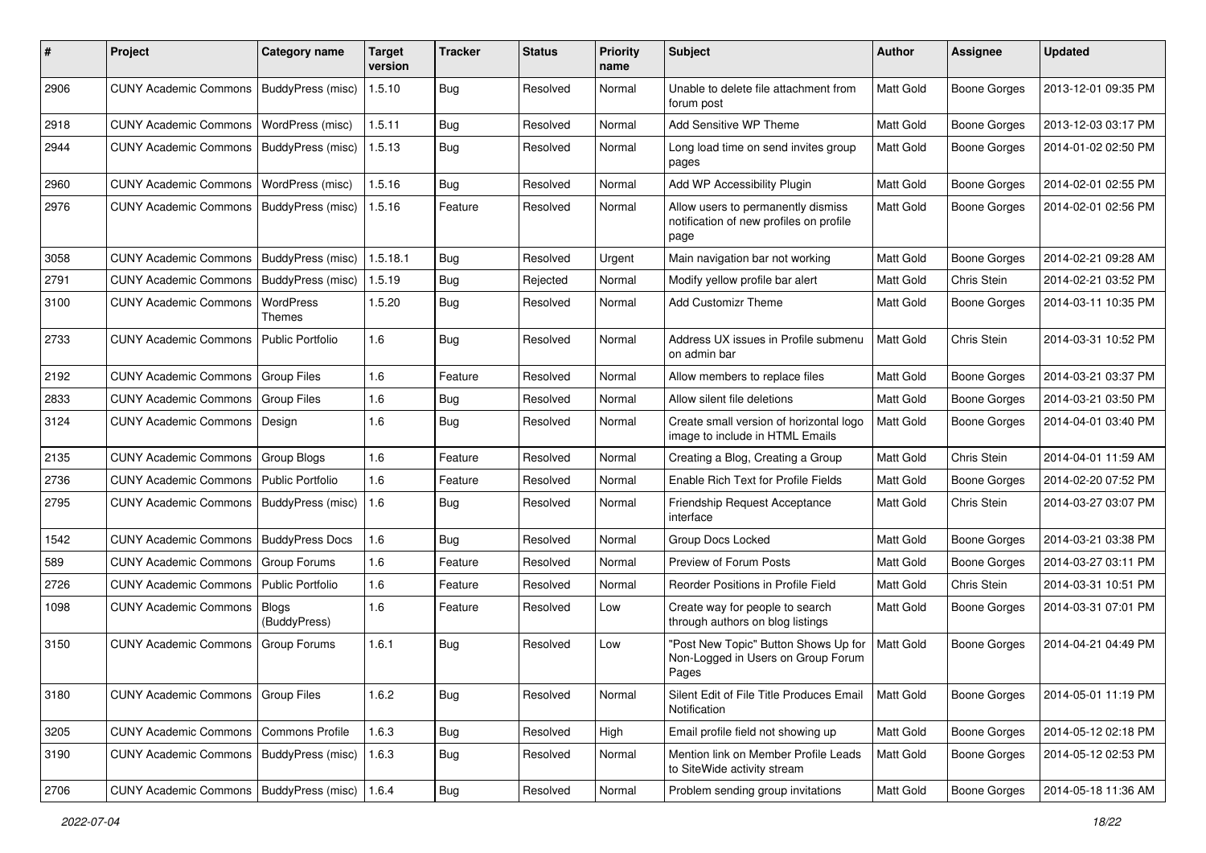| # | Project | Category name | Target version | Tracker | Status | Priority name | Subject | Author | Assignee | Updated |
|---|---|---|---|---|---|---|---|---|---|---|
| 2906 | CUNY Academic Commons | BuddyPress (misc) | 1.5.10 | Bug | Resolved | Normal | Unable to delete file attachment from forum post | Matt Gold | Boone Gorges | 2013-12-01 09:35 PM |
| 2918 | CUNY Academic Commons | WordPress (misc) | 1.5.11 | Bug | Resolved | Normal | Add Sensitive WP Theme | Matt Gold | Boone Gorges | 2013-12-03 03:17 PM |
| 2944 | CUNY Academic Commons | BuddyPress (misc) | 1.5.13 | Bug | Resolved | Normal | Long load time on send invites group pages | Matt Gold | Boone Gorges | 2014-01-02 02:50 PM |
| 2960 | CUNY Academic Commons | WordPress (misc) | 1.5.16 | Bug | Resolved | Normal | Add WP Accessibility Plugin | Matt Gold | Boone Gorges | 2014-02-01 02:55 PM |
| 2976 | CUNY Academic Commons | BuddyPress (misc) | 1.5.16 | Feature | Resolved | Normal | Allow users to permanently dismiss notification of new profiles on profile page | Matt Gold | Boone Gorges | 2014-02-01 02:56 PM |
| 3058 | CUNY Academic Commons | BuddyPress (misc) | 1.5.18.1 | Bug | Resolved | Urgent | Main navigation bar not working | Matt Gold | Boone Gorges | 2014-02-21 09:28 AM |
| 2791 | CUNY Academic Commons | BuddyPress (misc) | 1.5.19 | Bug | Rejected | Normal | Modify yellow profile bar alert | Matt Gold | Chris Stein | 2014-02-21 03:52 PM |
| 3100 | CUNY Academic Commons | WordPress Themes | 1.5.20 | Bug | Resolved | Normal | Add Customizr Theme | Matt Gold | Boone Gorges | 2014-03-11 10:35 PM |
| 2733 | CUNY Academic Commons | Public Portfolio | 1.6 | Bug | Resolved | Normal | Address UX issues in Profile submenu on admin bar | Matt Gold | Chris Stein | 2014-03-31 10:52 PM |
| 2192 | CUNY Academic Commons | Group Files | 1.6 | Feature | Resolved | Normal | Allow members to replace files | Matt Gold | Boone Gorges | 2014-03-21 03:37 PM |
| 2833 | CUNY Academic Commons | Group Files | 1.6 | Bug | Resolved | Normal | Allow silent file deletions | Matt Gold | Boone Gorges | 2014-03-21 03:50 PM |
| 3124 | CUNY Academic Commons | Design | 1.6 | Bug | Resolved | Normal | Create small version of horizontal logo image to include in HTML Emails | Matt Gold | Boone Gorges | 2014-04-01 03:40 PM |
| 2135 | CUNY Academic Commons | Group Blogs | 1.6 | Feature | Resolved | Normal | Creating a Blog, Creating a Group | Matt Gold | Chris Stein | 2014-04-01 11:59 AM |
| 2736 | CUNY Academic Commons | Public Portfolio | 1.6 | Feature | Resolved | Normal | Enable Rich Text for Profile Fields | Matt Gold | Boone Gorges | 2014-02-20 07:52 PM |
| 2795 | CUNY Academic Commons | BuddyPress (misc) | 1.6 | Bug | Resolved | Normal | Friendship Request Acceptance interface | Matt Gold | Chris Stein | 2014-03-27 03:07 PM |
| 1542 | CUNY Academic Commons | BuddyPress Docs | 1.6 | Bug | Resolved | Normal | Group Docs Locked | Matt Gold | Boone Gorges | 2014-03-21 03:38 PM |
| 589 | CUNY Academic Commons | Group Forums | 1.6 | Feature | Resolved | Normal | Preview of Forum Posts | Matt Gold | Boone Gorges | 2014-03-27 03:11 PM |
| 2726 | CUNY Academic Commons | Public Portfolio | 1.6 | Feature | Resolved | Normal | Reorder Positions in Profile Field | Matt Gold | Chris Stein | 2014-03-31 10:51 PM |
| 1098 | CUNY Academic Commons | Blogs (BuddyPress) | 1.6 | Feature | Resolved | Low | Create way for people to search through authors on blog listings | Matt Gold | Boone Gorges | 2014-03-31 07:01 PM |
| 3150 | CUNY Academic Commons | Group Forums | 1.6.1 | Bug | Resolved | Low | "Post New Topic" Button Shows Up for Non-Logged in Users on Group Forum Pages | Matt Gold | Boone Gorges | 2014-04-21 04:49 PM |
| 3180 | CUNY Academic Commons | Group Files | 1.6.2 | Bug | Resolved | Normal | Silent Edit of File Title Produces Email Notification | Matt Gold | Boone Gorges | 2014-05-01 11:19 PM |
| 3205 | CUNY Academic Commons | Commons Profile | 1.6.3 | Bug | Resolved | High | Email profile field not showing up | Matt Gold | Boone Gorges | 2014-05-12 02:18 PM |
| 3190 | CUNY Academic Commons | BuddyPress (misc) | 1.6.3 | Bug | Resolved | Normal | Mention link on Member Profile Leads to SiteWide activity stream | Matt Gold | Boone Gorges | 2014-05-12 02:53 PM |
| 2706 | CUNY Academic Commons | BuddyPress (misc) | 1.6.4 | Bug | Resolved | Normal | Problem sending group invitations | Matt Gold | Boone Gorges | 2014-05-18 11:36 AM |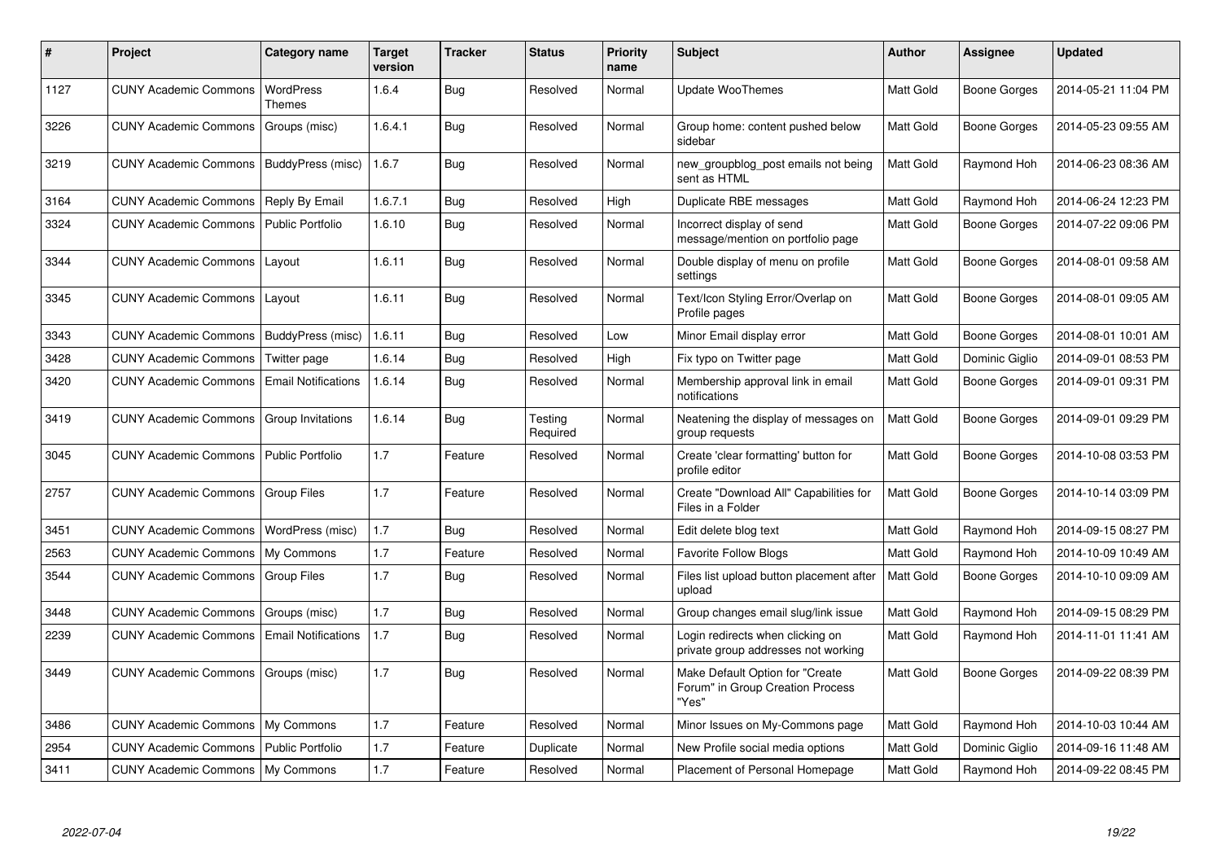| # | Project | Category name | Target version | Tracker | Status | Priority name | Subject | Author | Assignee | Updated |
|---|---|---|---|---|---|---|---|---|---|---|
| 1127 | CUNY Academic Commons | WordPress Themes | 1.6.4 | Bug | Resolved | Normal | Update WooThemes | Matt Gold | Boone Gorges | 2014-05-21 11:04 PM |
| 3226 | CUNY Academic Commons | Groups (misc) | 1.6.4.1 | Bug | Resolved | Normal | Group home: content pushed below sidebar | Matt Gold | Boone Gorges | 2014-05-23 09:55 AM |
| 3219 | CUNY Academic Commons | BuddyPress (misc) | 1.6.7 | Bug | Resolved | Normal | new_groupblog_post emails not being sent as HTML | Matt Gold | Raymond Hoh | 2014-06-23 08:36 AM |
| 3164 | CUNY Academic Commons | Reply By Email | 1.6.7.1 | Bug | Resolved | High | Duplicate RBE messages | Matt Gold | Raymond Hoh | 2014-06-24 12:23 PM |
| 3324 | CUNY Academic Commons | Public Portfolio | 1.6.10 | Bug | Resolved | Normal | Incorrect display of send message/mention on portfolio page | Matt Gold | Boone Gorges | 2014-07-22 09:06 PM |
| 3344 | CUNY Academic Commons | Layout | 1.6.11 | Bug | Resolved | Normal | Double display of menu on profile settings | Matt Gold | Boone Gorges | 2014-08-01 09:58 AM |
| 3345 | CUNY Academic Commons | Layout | 1.6.11 | Bug | Resolved | Normal | Text/Icon Styling Error/Overlap on Profile pages | Matt Gold | Boone Gorges | 2014-08-01 09:05 AM |
| 3343 | CUNY Academic Commons | BuddyPress (misc) | 1.6.11 | Bug | Resolved | Low | Minor Email display error | Matt Gold | Boone Gorges | 2014-08-01 10:01 AM |
| 3428 | CUNY Academic Commons | Twitter page | 1.6.14 | Bug | Resolved | High | Fix typo on Twitter page | Matt Gold | Dominic Giglio | 2014-09-01 08:53 PM |
| 3420 | CUNY Academic Commons | Email Notifications | 1.6.14 | Bug | Resolved | Normal | Membership approval link in email notifications | Matt Gold | Boone Gorges | 2014-09-01 09:31 PM |
| 3419 | CUNY Academic Commons | Group Invitations | 1.6.14 | Bug | Testing Required | Normal | Neatening the display of messages on group requests | Matt Gold | Boone Gorges | 2014-09-01 09:29 PM |
| 3045 | CUNY Academic Commons | Public Portfolio | 1.7 | Feature | Resolved | Normal | Create 'clear formatting' button for profile editor | Matt Gold | Boone Gorges | 2014-10-08 03:53 PM |
| 2757 | CUNY Academic Commons | Group Files | 1.7 | Feature | Resolved | Normal | Create "Download All" Capabilities for Files in a Folder | Matt Gold | Boone Gorges | 2014-10-14 03:09 PM |
| 3451 | CUNY Academic Commons | WordPress (misc) | 1.7 | Bug | Resolved | Normal | Edit delete blog text | Matt Gold | Raymond Hoh | 2014-09-15 08:27 PM |
| 2563 | CUNY Academic Commons | My Commons | 1.7 | Feature | Resolved | Normal | Favorite Follow Blogs | Matt Gold | Raymond Hoh | 2014-10-09 10:49 AM |
| 3544 | CUNY Academic Commons | Group Files | 1.7 | Bug | Resolved | Normal | Files list upload button placement after upload | Matt Gold | Boone Gorges | 2014-10-10 09:09 AM |
| 3448 | CUNY Academic Commons | Groups (misc) | 1.7 | Bug | Resolved | Normal | Group changes email slug/link issue | Matt Gold | Raymond Hoh | 2014-09-15 08:29 PM |
| 2239 | CUNY Academic Commons | Email Notifications | 1.7 | Bug | Resolved | Normal | Login redirects when clicking on private group addresses not working | Matt Gold | Raymond Hoh | 2014-11-01 11:41 AM |
| 3449 | CUNY Academic Commons | Groups (misc) | 1.7 | Bug | Resolved | Normal | Make Default Option for "Create Forum" in Group Creation Process "Yes" | Matt Gold | Boone Gorges | 2014-09-22 08:39 PM |
| 3486 | CUNY Academic Commons | My Commons | 1.7 | Feature | Resolved | Normal | Minor Issues on My-Commons page | Matt Gold | Raymond Hoh | 2014-10-03 10:44 AM |
| 2954 | CUNY Academic Commons | Public Portfolio | 1.7 | Feature | Duplicate | Normal | New Profile social media options | Matt Gold | Dominic Giglio | 2014-09-16 11:48 AM |
| 3411 | CUNY Academic Commons | My Commons | 1.7 | Feature | Resolved | Normal | Placement of Personal Homepage | Matt Gold | Raymond Hoh | 2014-09-22 08:45 PM |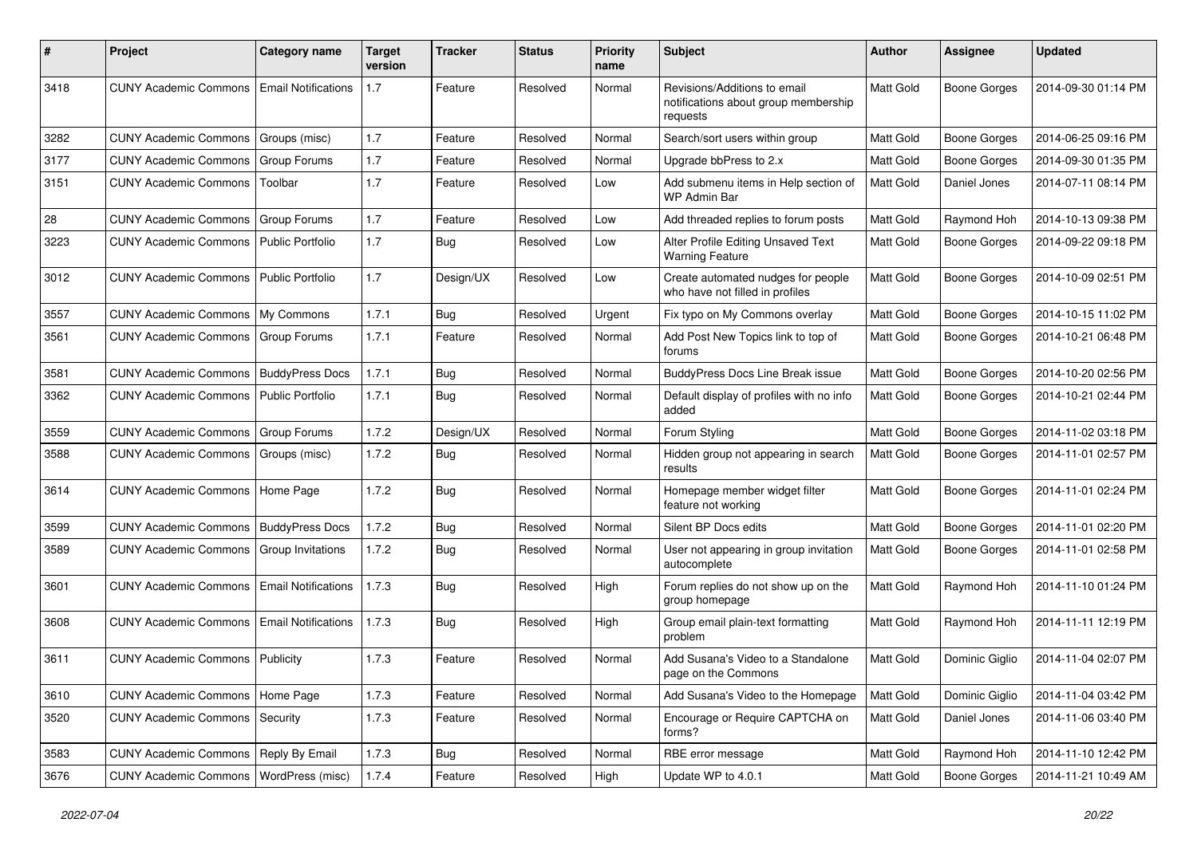| # | Project | Category name | Target version | Tracker | Status | Priority name | Subject | Author | Assignee | Updated |
|---|---|---|---|---|---|---|---|---|---|---|
| 3418 | CUNY Academic Commons | Email Notifications | 1.7 | Feature | Resolved | Normal | Revisions/Additions to email notifications about group membership requests | Matt Gold | Boone Gorges | 2014-09-30 01:14 PM |
| 3282 | CUNY Academic Commons | Groups (misc) | 1.7 | Feature | Resolved | Normal | Search/sort users within group | Matt Gold | Boone Gorges | 2014-06-25 09:16 PM |
| 3177 | CUNY Academic Commons | Group Forums | 1.7 | Feature | Resolved | Normal | Upgrade bbPress to 2.x | Matt Gold | Boone Gorges | 2014-09-30 01:35 PM |
| 3151 | CUNY Academic Commons | Toolbar | 1.7 | Feature | Resolved | Low | Add submenu items in Help section of WP Admin Bar | Matt Gold | Daniel Jones | 2014-07-11 08:14 PM |
| 28 | CUNY Academic Commons | Group Forums | 1.7 | Feature | Resolved | Low | Add threaded replies to forum posts | Matt Gold | Raymond Hoh | 2014-10-13 09:38 PM |
| 3223 | CUNY Academic Commons | Public Portfolio | 1.7 | Bug | Resolved | Low | Alter Profile Editing Unsaved Text Warning Feature | Matt Gold | Boone Gorges | 2014-09-22 09:18 PM |
| 3012 | CUNY Academic Commons | Public Portfolio | 1.7 | Design/UX | Resolved | Low | Create automated nudges for people who have not filled in profiles | Matt Gold | Boone Gorges | 2014-10-09 02:51 PM |
| 3557 | CUNY Academic Commons | My Commons | 1.7.1 | Bug | Resolved | Urgent | Fix typo on My Commons overlay | Matt Gold | Boone Gorges | 2014-10-15 11:02 PM |
| 3561 | CUNY Academic Commons | Group Forums | 1.7.1 | Feature | Resolved | Normal | Add Post New Topics link to top of forums | Matt Gold | Boone Gorges | 2014-10-21 06:48 PM |
| 3581 | CUNY Academic Commons | BuddyPress Docs | 1.7.1 | Bug | Resolved | Normal | BuddyPress Docs Line Break issue | Matt Gold | Boone Gorges | 2014-10-20 02:56 PM |
| 3362 | CUNY Academic Commons | Public Portfolio | 1.7.1 | Bug | Resolved | Normal | Default display of profiles with no info added | Matt Gold | Boone Gorges | 2014-10-21 02:44 PM |
| 3559 | CUNY Academic Commons | Group Forums | 1.7.2 | Design/UX | Resolved | Normal | Forum Styling | Matt Gold | Boone Gorges | 2014-11-02 03:18 PM |
| 3588 | CUNY Academic Commons | Groups (misc) | 1.7.2 | Bug | Resolved | Normal | Hidden group not appearing in search results | Matt Gold | Boone Gorges | 2014-11-01 02:57 PM |
| 3614 | CUNY Academic Commons | Home Page | 1.7.2 | Bug | Resolved | Normal | Homepage member widget filter feature not working | Matt Gold | Boone Gorges | 2014-11-01 02:24 PM |
| 3599 | CUNY Academic Commons | BuddyPress Docs | 1.7.2 | Bug | Resolved | Normal | Silent BP Docs edits | Matt Gold | Boone Gorges | 2014-11-01 02:20 PM |
| 3589 | CUNY Academic Commons | Group Invitations | 1.7.2 | Bug | Resolved | Normal | User not appearing in group invitation autocomplete | Matt Gold | Boone Gorges | 2014-11-01 02:58 PM |
| 3601 | CUNY Academic Commons | Email Notifications | 1.7.3 | Bug | Resolved | High | Forum replies do not show up on the group homepage | Matt Gold | Raymond Hoh | 2014-11-10 01:24 PM |
| 3608 | CUNY Academic Commons | Email Notifications | 1.7.3 | Bug | Resolved | High | Group email plain-text formatting problem | Matt Gold | Raymond Hoh | 2014-11-11 12:19 PM |
| 3611 | CUNY Academic Commons | Publicity | 1.7.3 | Feature | Resolved | Normal | Add Susana's Video to a Standalone page on the Commons | Matt Gold | Dominic Giglio | 2014-11-04 02:07 PM |
| 3610 | CUNY Academic Commons | Home Page | 1.7.3 | Feature | Resolved | Normal | Add Susana's Video to the Homepage | Matt Gold | Dominic Giglio | 2014-11-04 03:42 PM |
| 3520 | CUNY Academic Commons | Security | 1.7.3 | Feature | Resolved | Normal | Encourage or Require CAPTCHA on forms? | Matt Gold | Daniel Jones | 2014-11-06 03:40 PM |
| 3583 | CUNY Academic Commons | Reply By Email | 1.7.3 | Bug | Resolved | Normal | RBE error message | Matt Gold | Raymond Hoh | 2014-11-10 12:42 PM |
| 3676 | CUNY Academic Commons | WordPress (misc) | 1.7.4 | Feature | Resolved | High | Update WP to 4.0.1 | Matt Gold | Boone Gorges | 2014-11-21 10:49 AM |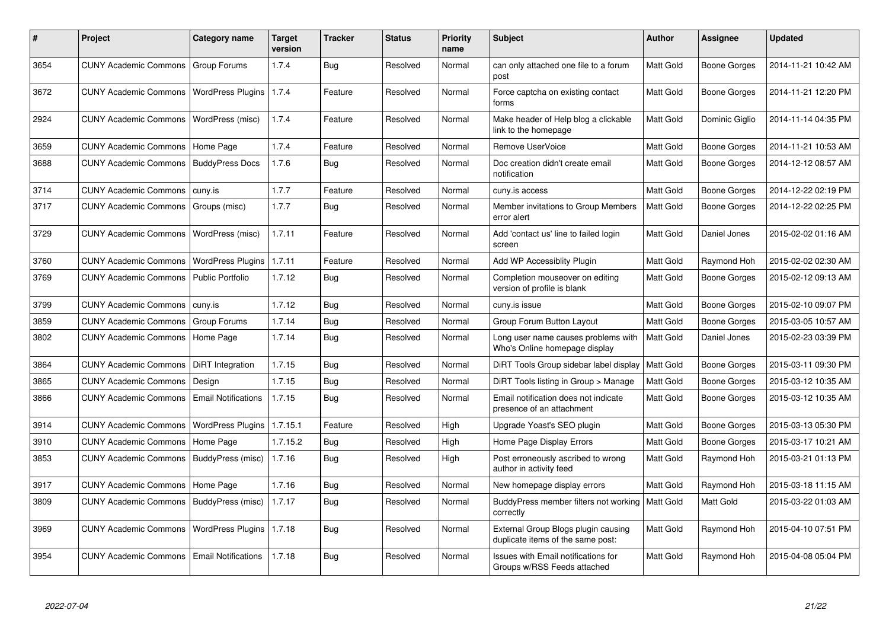| # | Project | Category name | Target version | Tracker | Status | Priority name | Subject | Author | Assignee | Updated |
|---|---|---|---|---|---|---|---|---|---|---|
| 3654 | CUNY Academic Commons | Group Forums | 1.7.4 | Bug | Resolved | Normal | can only attached one file to a forum post | Matt Gold | Boone Gorges | 2014-11-21 10:42 AM |
| 3672 | CUNY Academic Commons | WordPress Plugins | 1.7.4 | Feature | Resolved | Normal | Force captcha on existing contact forms | Matt Gold | Boone Gorges | 2014-11-21 12:20 PM |
| 2924 | CUNY Academic Commons | WordPress (misc) | 1.7.4 | Feature | Resolved | Normal | Make header of Help blog a clickable link to the homepage | Matt Gold | Dominic Giglio | 2014-11-14 04:35 PM |
| 3659 | CUNY Academic Commons | Home Page | 1.7.4 | Feature | Resolved | Normal | Remove UserVoice | Matt Gold | Boone Gorges | 2014-11-21 10:53 AM |
| 3688 | CUNY Academic Commons | BuddyPress Docs | 1.7.6 | Bug | Resolved | Normal | Doc creation didn't create email notification | Matt Gold | Boone Gorges | 2014-12-12 08:57 AM |
| 3714 | CUNY Academic Commons | cuny.is | 1.7.7 | Feature | Resolved | Normal | cuny.is access | Matt Gold | Boone Gorges | 2014-12-22 02:19 PM |
| 3717 | CUNY Academic Commons | Groups (misc) | 1.7.7 | Bug | Resolved | Normal | Member invitations to Group Members error alert | Matt Gold | Boone Gorges | 2014-12-22 02:25 PM |
| 3729 | CUNY Academic Commons | WordPress (misc) | 1.7.11 | Feature | Resolved | Normal | Add 'contact us' line to failed login screen | Matt Gold | Daniel Jones | 2015-02-02 01:16 AM |
| 3760 | CUNY Academic Commons | WordPress Plugins | 1.7.11 | Feature | Resolved | Normal | Add WP Accessiblity Plugin | Matt Gold | Raymond Hoh | 2015-02-02 02:30 AM |
| 3769 | CUNY Academic Commons | Public Portfolio | 1.7.12 | Bug | Resolved | Normal | Completion mouseover on editing version of profile is blank | Matt Gold | Boone Gorges | 2015-02-12 09:13 AM |
| 3799 | CUNY Academic Commons | cuny.is | 1.7.12 | Bug | Resolved | Normal | cuny.is issue | Matt Gold | Boone Gorges | 2015-02-10 09:07 PM |
| 3859 | CUNY Academic Commons | Group Forums | 1.7.14 | Bug | Resolved | Normal | Group Forum Button Layout | Matt Gold | Boone Gorges | 2015-03-05 10:57 AM |
| 3802 | CUNY Academic Commons | Home Page | 1.7.14 | Bug | Resolved | Normal | Long user name causes problems with Who's Online homepage display | Matt Gold | Daniel Jones | 2015-02-23 03:39 PM |
| 3864 | CUNY Academic Commons | DiRT Integration | 1.7.15 | Bug | Resolved | Normal | DiRT Tools Group sidebar label display | Matt Gold | Boone Gorges | 2015-03-11 09:30 PM |
| 3865 | CUNY Academic Commons | Design | 1.7.15 | Bug | Resolved | Normal | DiRT Tools listing in Group > Manage | Matt Gold | Boone Gorges | 2015-03-12 10:35 AM |
| 3866 | CUNY Academic Commons | Email Notifications | 1.7.15 | Bug | Resolved | Normal | Email notification does not indicate presence of an attachment | Matt Gold | Boone Gorges | 2015-03-12 10:35 AM |
| 3914 | CUNY Academic Commons | WordPress Plugins | 1.7.15.1 | Feature | Resolved | High | Upgrade Yoast's SEO plugin | Matt Gold | Boone Gorges | 2015-03-13 05:30 PM |
| 3910 | CUNY Academic Commons | Home Page | 1.7.15.2 | Bug | Resolved | High | Home Page Display Errors | Matt Gold | Boone Gorges | 2015-03-17 10:21 AM |
| 3853 | CUNY Academic Commons | BuddyPress (misc) | 1.7.16 | Bug | Resolved | High | Post erroneously ascribed to wrong author in activity feed | Matt Gold | Raymond Hoh | 2015-03-21 01:13 PM |
| 3917 | CUNY Academic Commons | Home Page | 1.7.16 | Bug | Resolved | Normal | New homepage display errors | Matt Gold | Raymond Hoh | 2015-03-18 11:15 AM |
| 3809 | CUNY Academic Commons | BuddyPress (misc) | 1.7.17 | Bug | Resolved | Normal | BuddyPress member filters not working correctly | Matt Gold | Matt Gold | 2015-03-22 01:03 AM |
| 3969 | CUNY Academic Commons | WordPress Plugins | 1.7.18 | Bug | Resolved | Normal | External Group Blogs plugin causing duplicate items of the same post: | Matt Gold | Raymond Hoh | 2015-04-10 07:51 PM |
| 3954 | CUNY Academic Commons | Email Notifications | 1.7.18 | Bug | Resolved | Normal | Issues with Email notifications for Groups w/RSS Feeds attached | Matt Gold | Raymond Hoh | 2015-04-08 05:04 PM |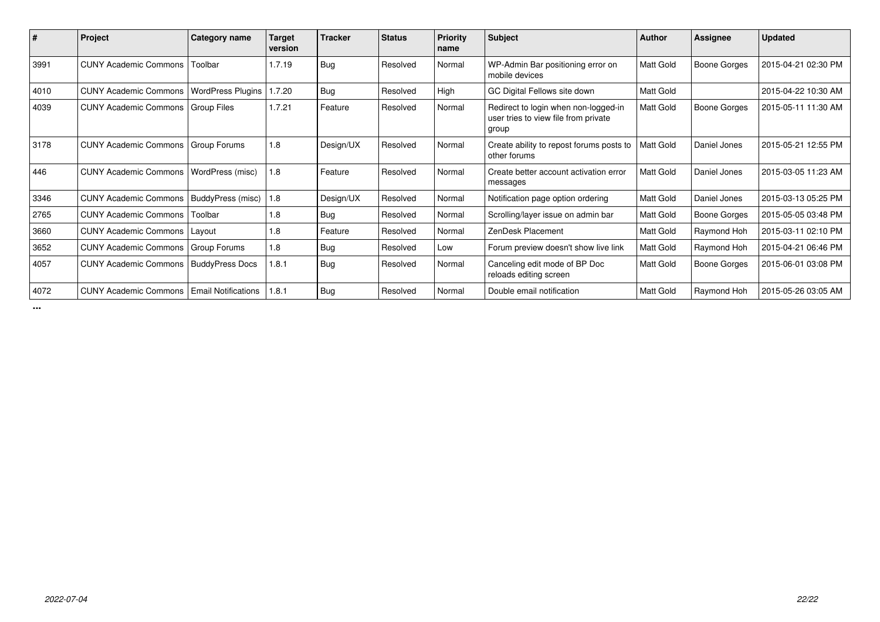| # | Project | Category name | Target version | Tracker | Status | Priority name | Subject | Author | Assignee | Updated |
|---|---|---|---|---|---|---|---|---|---|---|
| 3991 | CUNY Academic Commons | Toolbar | 1.7.19 | Bug | Resolved | Normal | WP-Admin Bar positioning error on mobile devices | Matt Gold | Boone Gorges | 2015-04-21 02:30 PM |
| 4010 | CUNY Academic Commons | WordPress Plugins | 1.7.20 | Bug | Resolved | High | GC Digital Fellows site down | Matt Gold | | 2015-04-22 10:30 AM |
| 4039 | CUNY Academic Commons | Group Files | 1.7.21 | Feature | Resolved | Normal | Redirect to login when non-logged-in user tries to view file from private group | Matt Gold | Boone Gorges | 2015-05-11 11:30 AM |
| 3178 | CUNY Academic Commons | Group Forums | 1.8 | Design/UX | Resolved | Normal | Create ability to repost forums posts to other forums | Matt Gold | Daniel Jones | 2015-05-21 12:55 PM |
| 446 | CUNY Academic Commons | WordPress (misc) | 1.8 | Feature | Resolved | Normal | Create better account activation error messages | Matt Gold | Daniel Jones | 2015-03-05 11:23 AM |
| 3346 | CUNY Academic Commons | BuddyPress (misc) | 1.8 | Design/UX | Resolved | Normal | Notification page option ordering | Matt Gold | Daniel Jones | 2015-03-13 05:25 PM |
| 2765 | CUNY Academic Commons | Toolbar | 1.8 | Bug | Resolved | Normal | Scrolling/layer issue on admin bar | Matt Gold | Boone Gorges | 2015-05-05 03:48 PM |
| 3660 | CUNY Academic Commons | Layout | 1.8 | Feature | Resolved | Normal | ZenDesk Placement | Matt Gold | Raymond Hoh | 2015-03-11 02:10 PM |
| 3652 | CUNY Academic Commons | Group Forums | 1.8 | Bug | Resolved | Low | Forum preview doesn't show live link | Matt Gold | Raymond Hoh | 2015-04-21 06:46 PM |
| 4057 | CUNY Academic Commons | BuddyPress Docs | 1.8.1 | Bug | Resolved | Normal | Canceling edit mode of BP Doc reloads editing screen | Matt Gold | Boone Gorges | 2015-06-01 03:08 PM |
| 4072 | CUNY Academic Commons | Email Notifications | 1.8.1 | Bug | Resolved | Normal | Double email notification | Matt Gold | Raymond Hoh | 2015-05-26 03:05 AM |

...